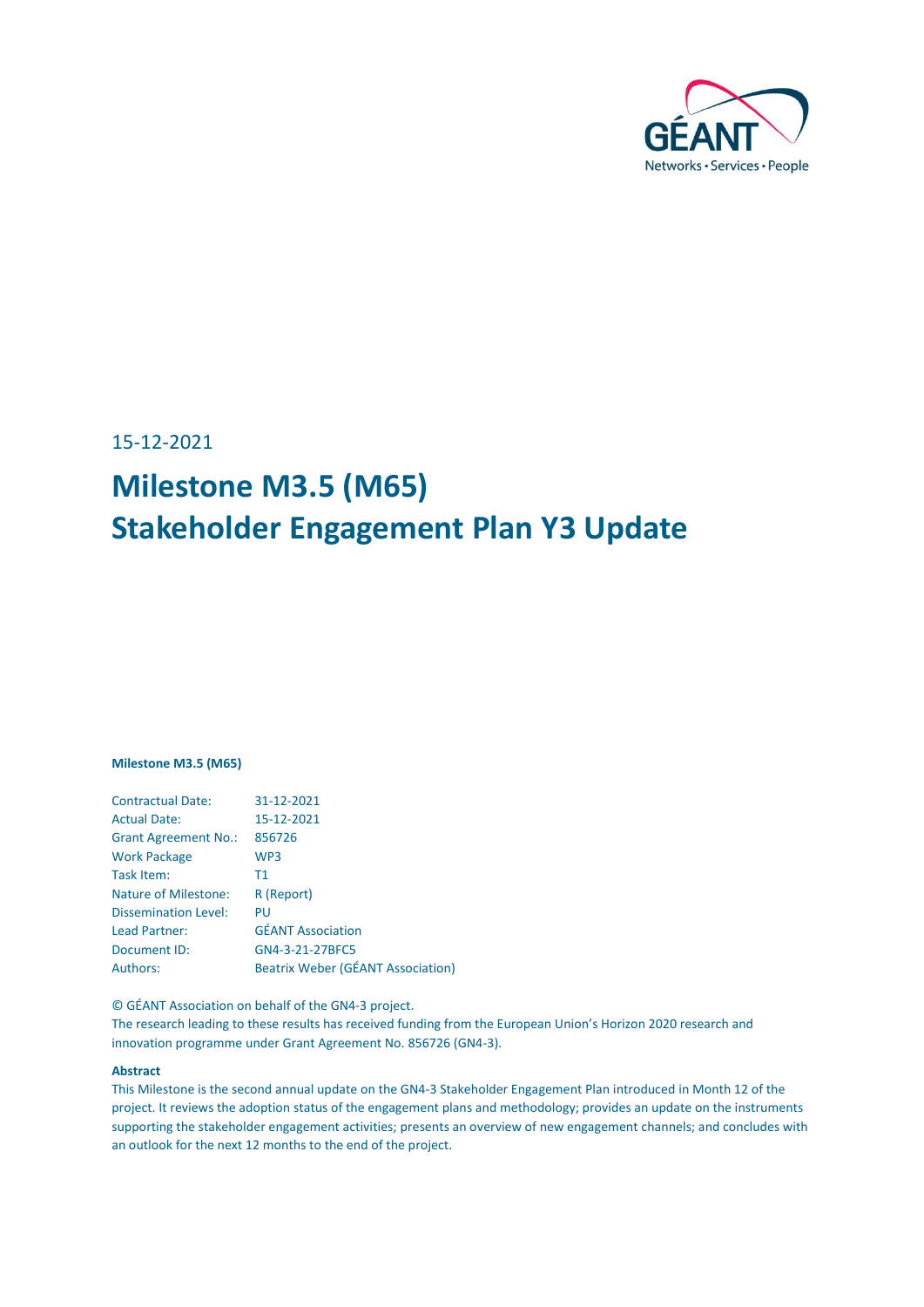15-12-2021

# Milestone M3.5 (M65)
# Stakeholder Engagement Plan Y3 Update

**Milestone M3.5 (M65)**

| | |
|---|---|
| Contractual Date: | 31-12-2021 |
| Actual Date: | 15-12-2021 |
| Grant Agreement No.: | 856726 |
| Work Package | WP3 |
| Task Item: | T1 |
| Nature of Milestone: | R (Report) |
| Dissemination Level: | PU |
| Lead Partner: | GÉANT Association |
| Document ID: | GN4-3-21-27BFC5 |
| Authors: | Beatrix Weber (GÉANT Association) |

© GÉANT Association on behalf of the GN4-3 project.
The research leading to these results has received funding from the European Union's Horizon 2020 research and innovation programme under Grant Agreement No. 856726 (GN4-3).

**Abstract**

This Milestone is the second annual update on the GN4-3 Stakeholder Engagement Plan introduced in Month 12 of the project. It reviews the adoption status of the engagement plans and methodology; provides an update on the instruments supporting the stakeholder engagement activities; presents an overview of new engagement channels; and concludes with an outlook for the next 12 months to the end of the project.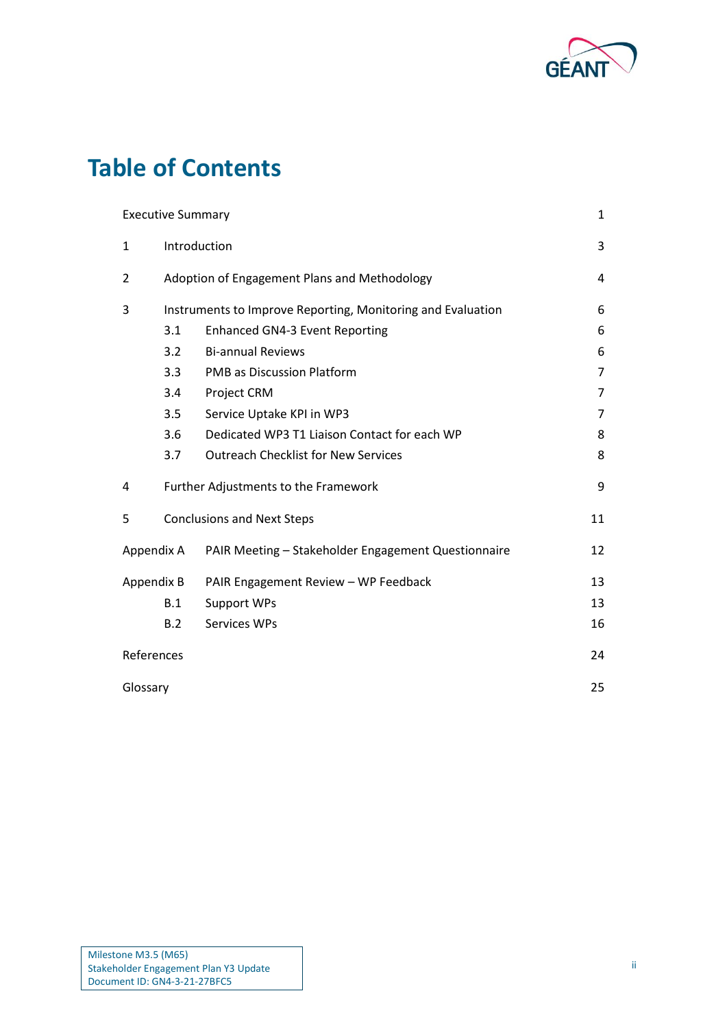# Table of Contents

| | | |
|---|---|---|
| Executive Summary | | 1 |
| 1 | Introduction | 3 |
| 2 | Adoption of Engagement Plans and Methodology | 4 |
| 3 | Instruments to Improve Reporting, Monitoring and Evaluation | 6 |
| 3.1 | Enhanced GN4-3 Event Reporting | 6 |
| 3.2 | Bi-annual Reviews | 6 |
| 3.3 | PMB as Discussion Platform | 7 |
| 3.4 | Project CRM | 7 |
| 3.5 | Service Uptake KPI in WP3 | 7 |
| 3.6 | Dedicated WP3 T1 Liaison Contact for each WP | 8 |
| 3.7 | Outreach Checklist for New Services | 8 |
| 4 | Further Adjustments to the Framework | 9 |
| 5 | Conclusions and Next Steps | 11 |
| Appendix A | PAIR Meeting – Stakeholder Engagement Questionnaire | 12 |
| Appendix B | PAIR Engagement Review – WP Feedback | 13 |
| B.1 | Support WPs | 13 |
| B.2 | Services WPs | 16 |
| References | | 24 |
| Glossary | | 25 |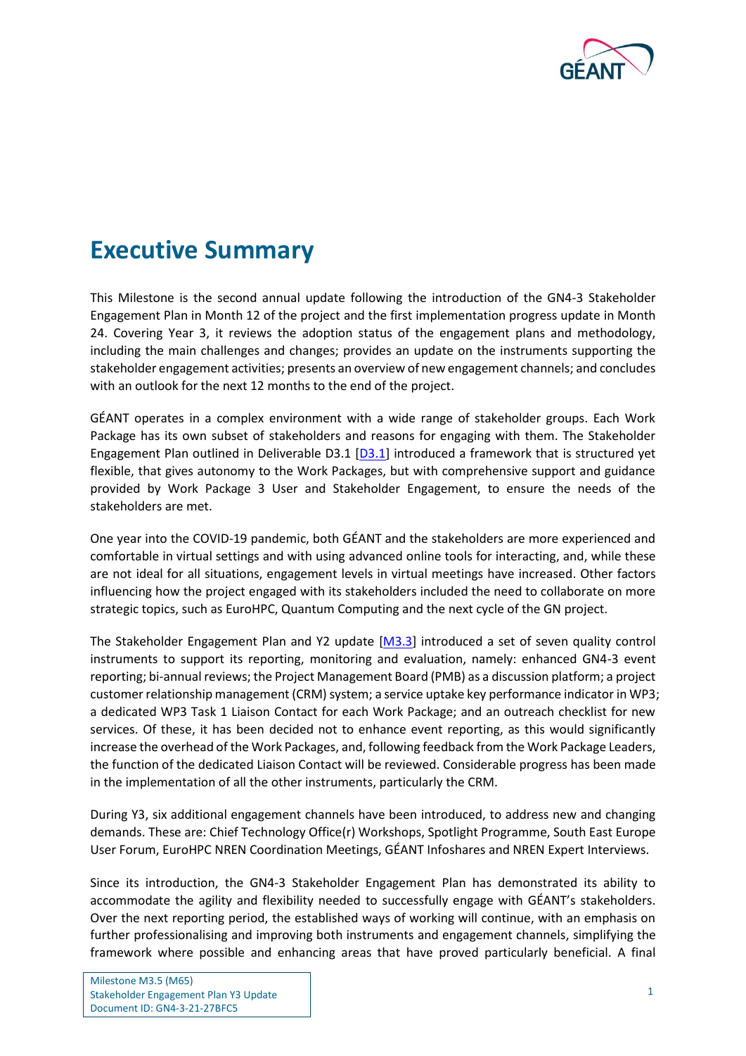# Executive Summary

This Milestone is the second annual update following the introduction of the GN4-3 Stakeholder Engagement Plan in Month 12 of the project and the first implementation progress update in Month 24. Covering Year 3, it reviews the adoption status of the engagement plans and methodology, including the main challenges and changes; provides an update on the instruments supporting the stakeholder engagement activities; presents an overview of new engagement channels; and concludes with an outlook for the next 12 months to the end of the project.

GÉANT operates in a complex environment with a wide range of stakeholder groups. Each Work Package has its own subset of stakeholders and reasons for engaging with them. The Stakeholder Engagement Plan outlined in Deliverable D3.1 [D3.1] introduced a framework that is structured yet flexible, that gives autonomy to the Work Packages, but with comprehensive support and guidance provided by Work Package 3 User and Stakeholder Engagement, to ensure the needs of the stakeholders are met.

One year into the COVID-19 pandemic, both GÉANT and the stakeholders are more experienced and comfortable in virtual settings and with using advanced online tools for interacting, and, while these are not ideal for all situations, engagement levels in virtual meetings have increased. Other factors influencing how the project engaged with its stakeholders included the need to collaborate on more strategic topics, such as EuroHPC, Quantum Computing and the next cycle of the GN project.

The Stakeholder Engagement Plan and Y2 update [M3.3] introduced a set of seven quality control instruments to support its reporting, monitoring and evaluation, namely: enhanced GN4-3 event reporting; bi-annual reviews; the Project Management Board (PMB) as a discussion platform; a project customer relationship management (CRM) system; a service uptake key performance indicator in WP3; a dedicated WP3 Task 1 Liaison Contact for each Work Package; and an outreach checklist for new services. Of these, it has been decided not to enhance event reporting, as this would significantly increase the overhead of the Work Packages, and, following feedback from the Work Package Leaders, the function of the dedicated Liaison Contact will be reviewed. Considerable progress has been made in the implementation of all the other instruments, particularly the CRM.

During Y3, six additional engagement channels have been introduced, to address new and changing demands. These are: Chief Technology Office(r) Workshops, Spotlight Programme, South East Europe User Forum, EuroHPC NREN Coordination Meetings, GÉANT Infoshares and NREN Expert Interviews.

Since its introduction, the GN4-3 Stakeholder Engagement Plan has demonstrated its ability to accommodate the agility and flexibility needed to successfully engage with GÉANT's stakeholders. Over the next reporting period, the established ways of working will continue, with an emphasis on further professionalising and improving both instruments and engagement channels, simplifying the framework where possible and enhancing areas that have proved particularly beneficial. A final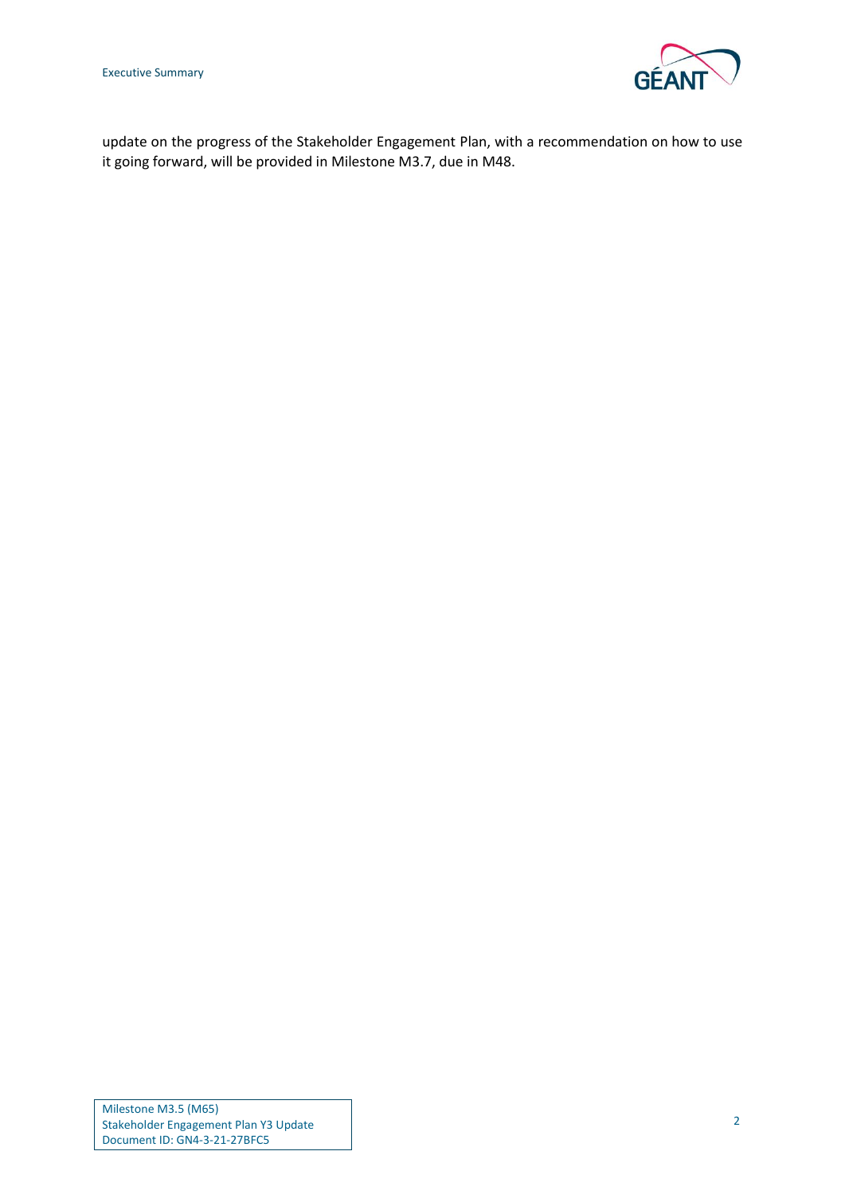update on the progress of the Stakeholder Engagement Plan, with a recommendation on how to use it going forward, will be provided in Milestone M3.7, due in M48.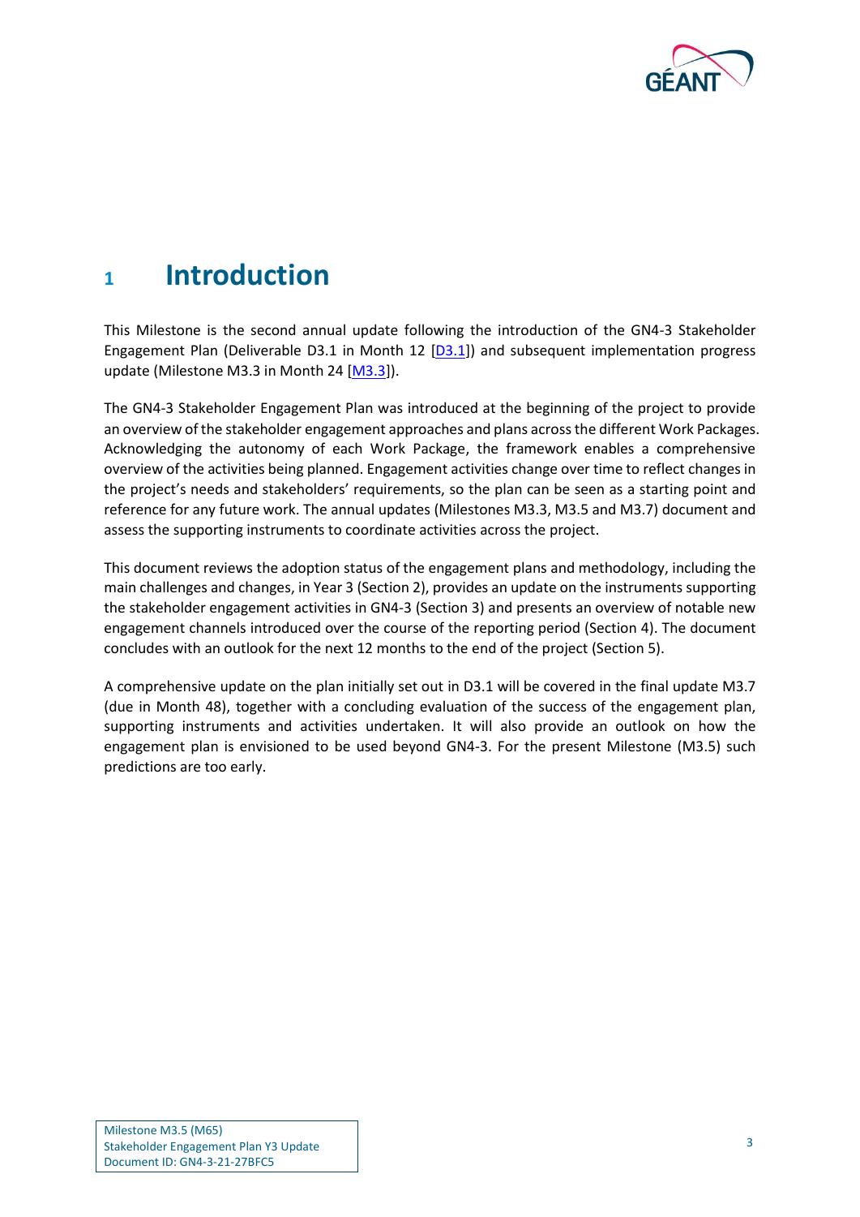# 1 Introduction

This Milestone is the second annual update following the introduction of the GN4-3 Stakeholder Engagement Plan (Deliverable D3.1 in Month 12 [D3.1]) and subsequent implementation progress update (Milestone M3.3 in Month 24 [M3.3]).

The GN4-3 Stakeholder Engagement Plan was introduced at the beginning of the project to provide an overview of the stakeholder engagement approaches and plans across the different Work Packages. Acknowledging the autonomy of each Work Package, the framework enables a comprehensive overview of the activities being planned. Engagement activities change over time to reflect changes in the project's needs and stakeholders' requirements, so the plan can be seen as a starting point and reference for any future work. The annual updates (Milestones M3.3, M3.5 and M3.7) document and assess the supporting instruments to coordinate activities across the project.

This document reviews the adoption status of the engagement plans and methodology, including the main challenges and changes, in Year 3 (Section 2), provides an update on the instruments supporting the stakeholder engagement activities in GN4-3 (Section 3) and presents an overview of notable new engagement channels introduced over the course of the reporting period (Section 4). The document concludes with an outlook for the next 12 months to the end of the project (Section 5).

A comprehensive update on the plan initially set out in D3.1 will be covered in the final update M3.7 (due in Month 48), together with a concluding evaluation of the success of the engagement plan, supporting instruments and activities undertaken. It will also provide an outlook on how the engagement plan is envisioned to be used beyond GN4-3. For the present Milestone (M3.5) such predictions are too early.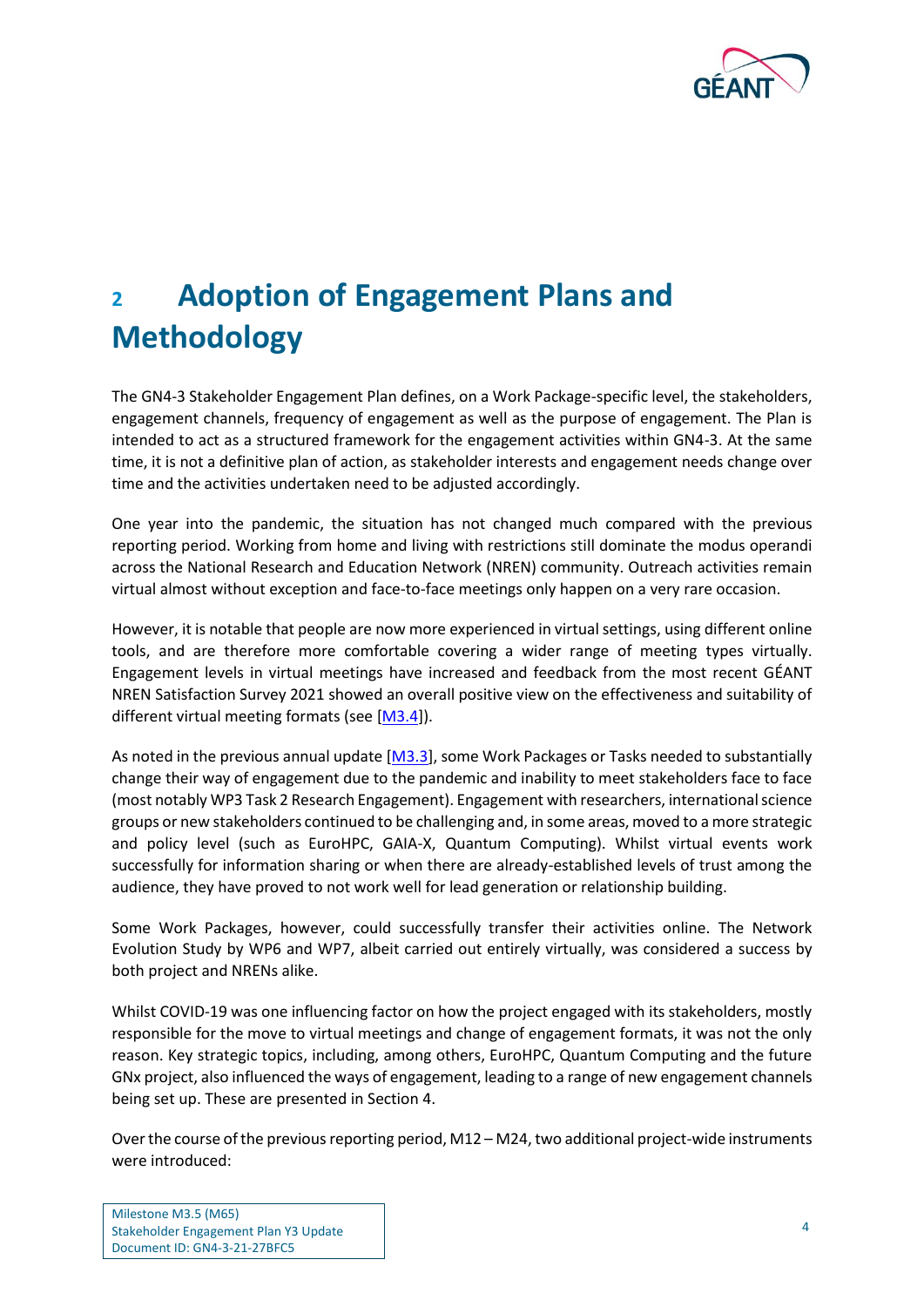# 2 Adoption of Engagement Plans and Methodology

The GN4-3 Stakeholder Engagement Plan defines, on a Work Package-specific level, the stakeholders, engagement channels, frequency of engagement as well as the purpose of engagement. The Plan is intended to act as a structured framework for the engagement activities within GN4-3. At the same time, it is not a definitive plan of action, as stakeholder interests and engagement needs change over time and the activities undertaken need to be adjusted accordingly.

One year into the pandemic, the situation has not changed much compared with the previous reporting period. Working from home and living with restrictions still dominate the modus operandi across the National Research and Education Network (NREN) community. Outreach activities remain virtual almost without exception and face-to-face meetings only happen on a very rare occasion.

However, it is notable that people are now more experienced in virtual settings, using different online tools, and are therefore more comfortable covering a wider range of meeting types virtually. Engagement levels in virtual meetings have increased and feedback from the most recent GÉANT NREN Satisfaction Survey 2021 showed an overall positive view on the effectiveness and suitability of different virtual meeting formats (see [M3.4]).

As noted in the previous annual update [M3.3], some Work Packages or Tasks needed to substantially change their way of engagement due to the pandemic and inability to meet stakeholders face to face (most notably WP3 Task 2 Research Engagement). Engagement with researchers, international science groups or new stakeholders continued to be challenging and, in some areas, moved to a more strategic and policy level (such as EuroHPC, GAIA-X, Quantum Computing). Whilst virtual events work successfully for information sharing or when there are already-established levels of trust among the audience, they have proved to not work well for lead generation or relationship building.

Some Work Packages, however, could successfully transfer their activities online. The Network Evolution Study by WP6 and WP7, albeit carried out entirely virtually, was considered a success by both project and NRENs alike.

Whilst COVID-19 was one influencing factor on how the project engaged with its stakeholders, mostly responsible for the move to virtual meetings and change of engagement formats, it was not the only reason. Key strategic topics, including, among others, EuroHPC, Quantum Computing and the future GNx project, also influenced the ways of engagement, leading to a range of new engagement channels being set up. These are presented in Section 4.

Over the course of the previous reporting period, M12 – M24, two additional project-wide instruments were introduced: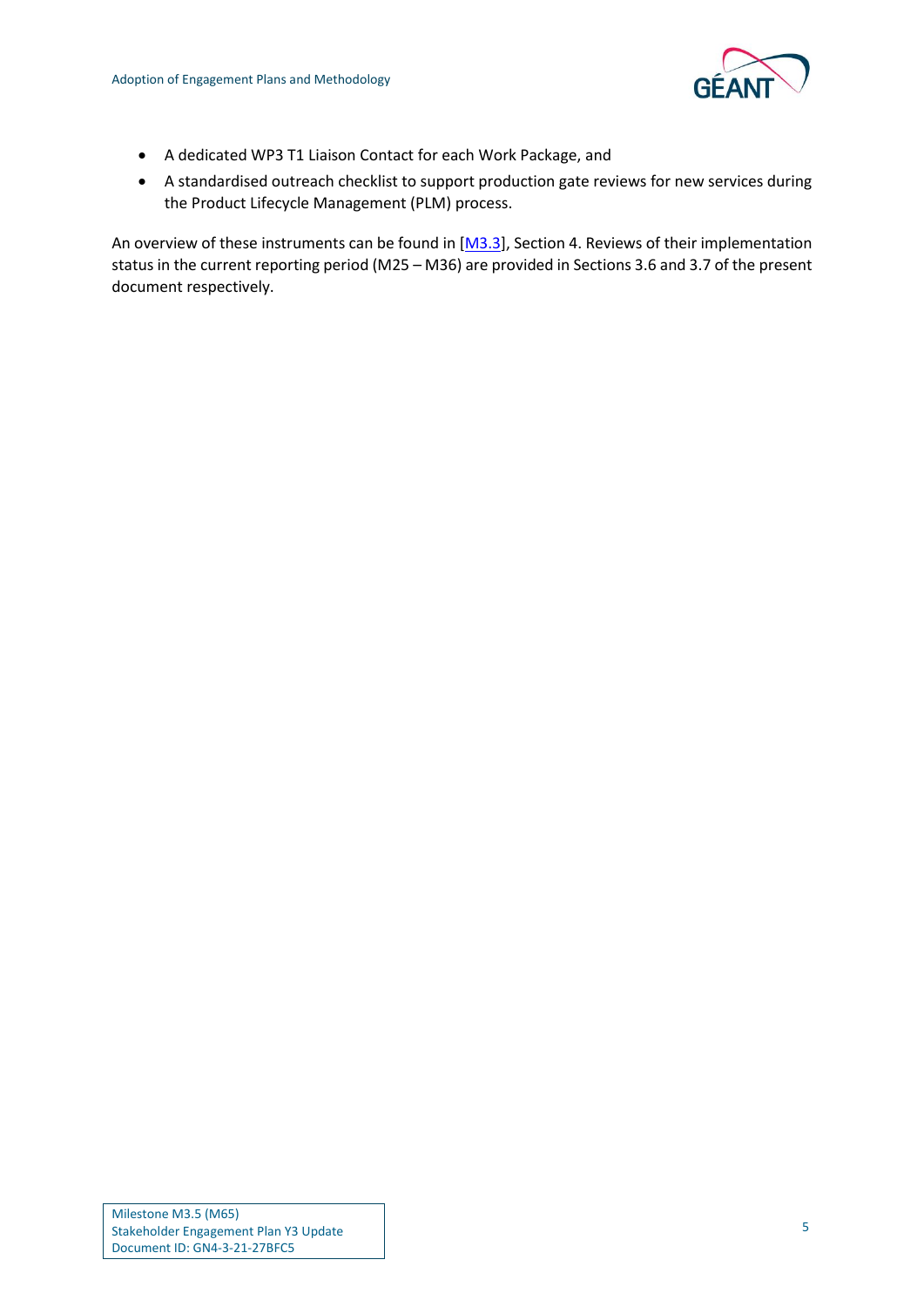- A dedicated WP3 T1 Liaison Contact for each Work Package, and
- A standardised outreach checklist to support production gate reviews for new services during the Product Lifecycle Management (PLM) process.

An overview of these instruments can be found in [M3.3], Section 4. Reviews of their implementation status in the current reporting period (M25 – M36) are provided in Sections 3.6 and 3.7 of the present document respectively.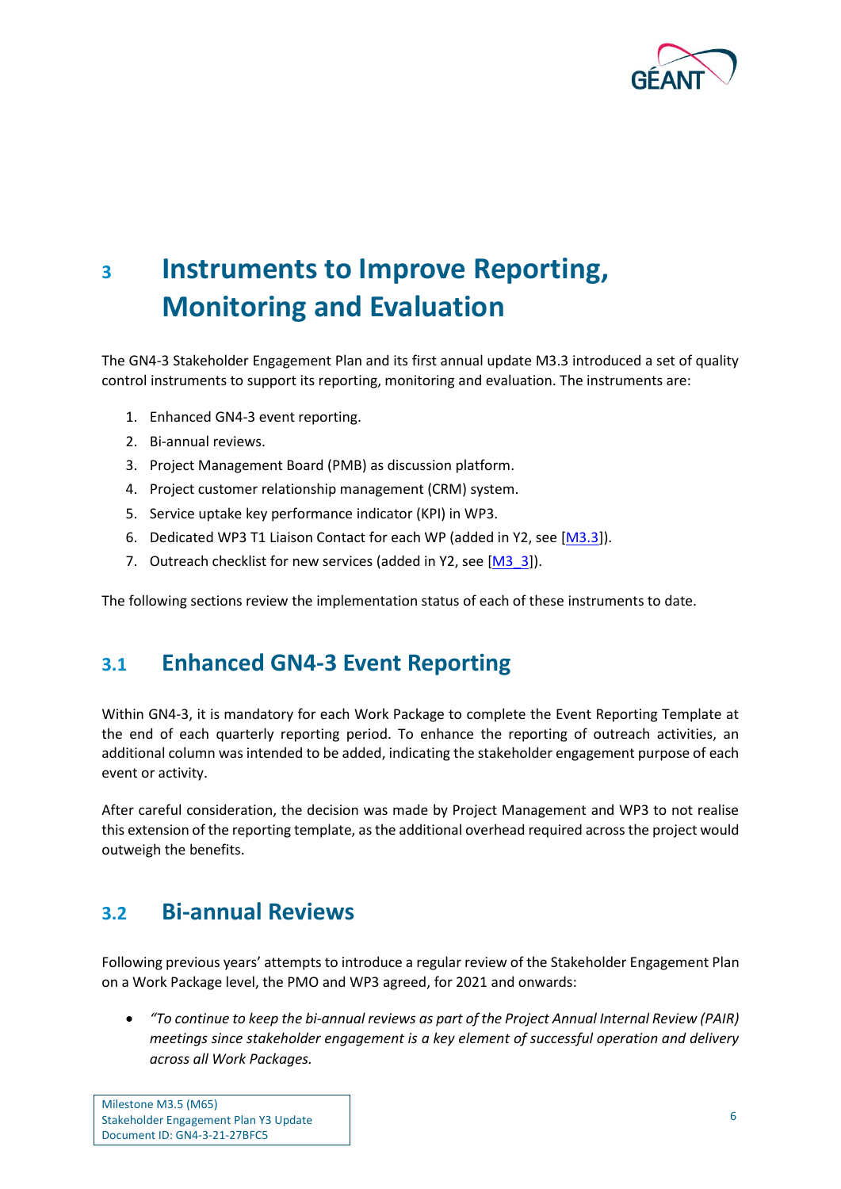# 3 Instruments to Improve Reporting, Monitoring and Evaluation

The GN4-3 Stakeholder Engagement Plan and its first annual update M3.3 introduced a set of quality control instruments to support its reporting, monitoring and evaluation. The instruments are:

1. Enhanced GN4-3 event reporting.
2. Bi-annual reviews.
3. Project Management Board (PMB) as discussion platform.
4. Project customer relationship management (CRM) system.
5. Service uptake key performance indicator (KPI) in WP3.
6. Dedicated WP3 T1 Liaison Contact for each WP (added in Y2, see [M3.3]).
7. Outreach checklist for new services (added in Y2, see [M3_3]).

The following sections review the implementation status of each of these instruments to date.

## 3.1 Enhanced GN4-3 Event Reporting

Within GN4-3, it is mandatory for each Work Package to complete the Event Reporting Template at the end of each quarterly reporting period. To enhance the reporting of outreach activities, an additional column was intended to be added, indicating the stakeholder engagement purpose of each event or activity.

After careful consideration, the decision was made by Project Management and WP3 to not realise this extension of the reporting template, as the additional overhead required across the project would outweigh the benefits.

## 3.2 Bi-annual Reviews

Following previous years' attempts to introduce a regular review of the Stakeholder Engagement Plan on a Work Package level, the PMO and WP3 agreed, for 2021 and onwards:

- *"To continue to keep the bi-annual reviews as part of the Project Annual Internal Review (PAIR) meetings since stakeholder engagement is a key element of successful operation and delivery across all Work Packages.*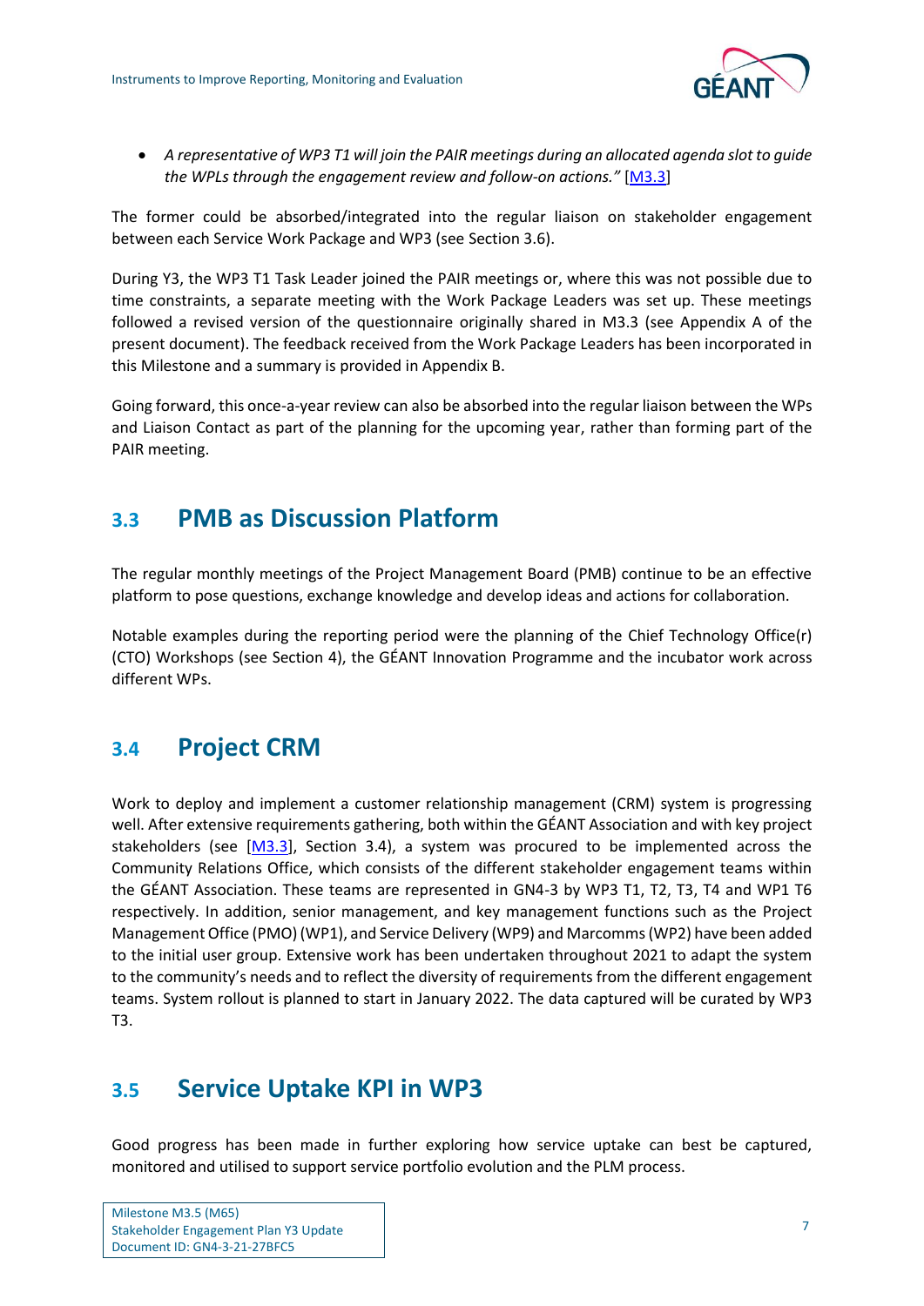- *A representative of WP3 T1 will join the PAIR meetings during an allocated agenda slot to guide the WPLs through the engagement review and follow-on actions."* [M3.3]

The former could be absorbed/integrated into the regular liaison on stakeholder engagement between each Service Work Package and WP3 (see Section 3.6).

During Y3, the WP3 T1 Task Leader joined the PAIR meetings or, where this was not possible due to time constraints, a separate meeting with the Work Package Leaders was set up. These meetings followed a revised version of the questionnaire originally shared in M3.3 (see Appendix A of the present document). The feedback received from the Work Package Leaders has been incorporated in this Milestone and a summary is provided in Appendix B.

Going forward, this once-a-year review can also be absorbed into the regular liaison between the WPs and Liaison Contact as part of the planning for the upcoming year, rather than forming part of the PAIR meeting.

## 3.3 PMB as Discussion Platform

The regular monthly meetings of the Project Management Board (PMB) continue to be an effective platform to pose questions, exchange knowledge and develop ideas and actions for collaboration.

Notable examples during the reporting period were the planning of the Chief Technology Office(r) (CTO) Workshops (see Section 4), the GÉANT Innovation Programme and the incubator work across different WPs.

## 3.4 Project CRM

Work to deploy and implement a customer relationship management (CRM) system is progressing well. After extensive requirements gathering, both within the GÉANT Association and with key project stakeholders (see [M3.3], Section 3.4), a system was procured to be implemented across the Community Relations Office, which consists of the different stakeholder engagement teams within the GÉANT Association. These teams are represented in GN4-3 by WP3 T1, T2, T3, T4 and WP1 T6 respectively. In addition, senior management, and key management functions such as the Project Management Office (PMO) (WP1), and Service Delivery (WP9) and Marcomms (WP2) have been added to the initial user group. Extensive work has been undertaken throughout 2021 to adapt the system to the community's needs and to reflect the diversity of requirements from the different engagement teams. System rollout is planned to start in January 2022. The data captured will be curated by WP3 T3.

## 3.5 Service Uptake KPI in WP3

Good progress has been made in further exploring how service uptake can best be captured, monitored and utilised to support service portfolio evolution and the PLM process.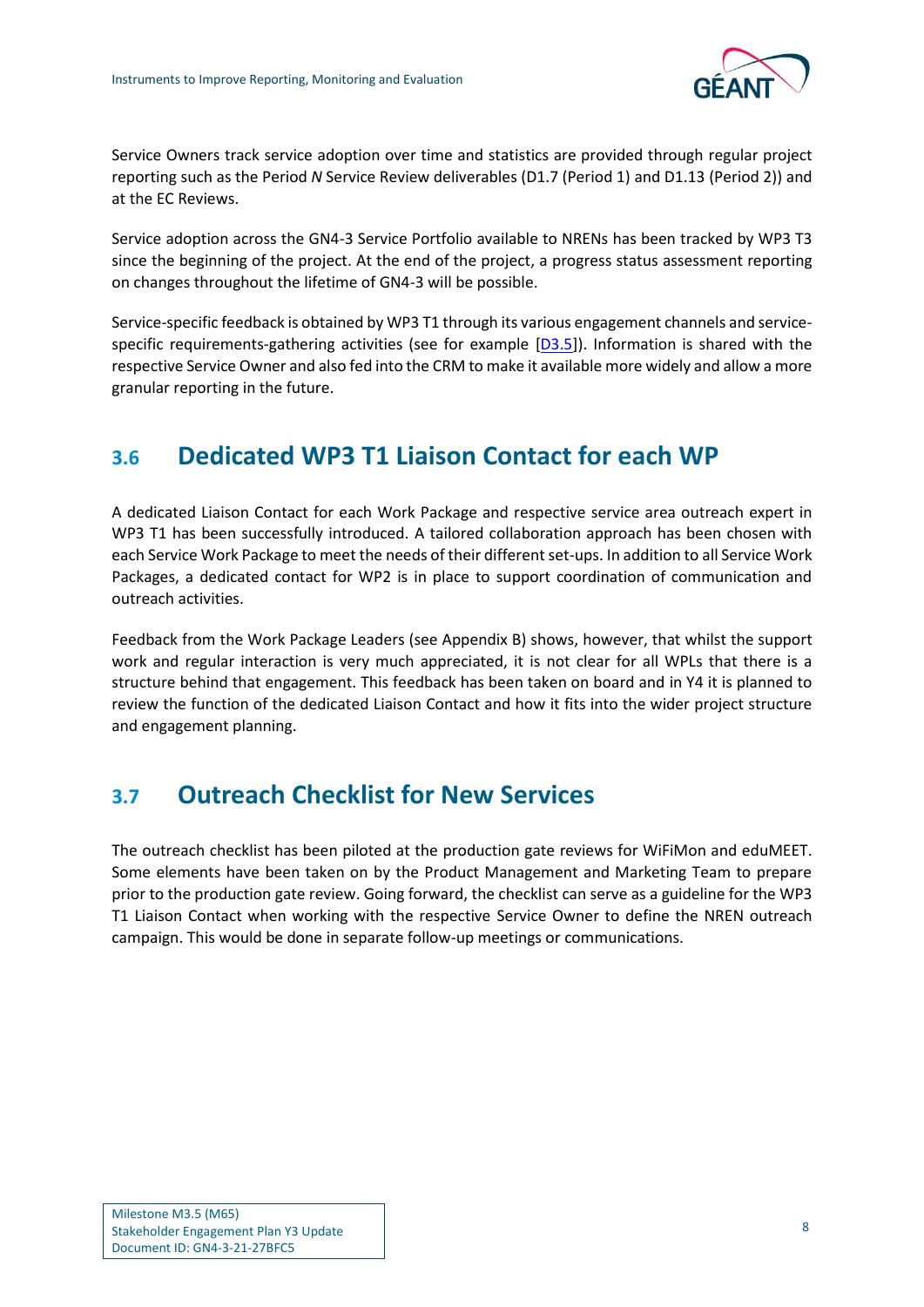Service Owners track service adoption over time and statistics are provided through regular project reporting such as the Period *N* Service Review deliverables (D1.7 (Period 1) and D1.13 (Period 2)) and at the EC Reviews.

Service adoption across the GN4-3 Service Portfolio available to NRENs has been tracked by WP3 T3 since the beginning of the project. At the end of the project, a progress status assessment reporting on changes throughout the lifetime of GN4-3 will be possible.

Service-specific feedback is obtained by WP3 T1 through its various engagement channels and service-specific requirements-gathering activities (see for example [D3.5]). Information is shared with the respective Service Owner and also fed into the CRM to make it available more widely and allow a more granular reporting in the future.

## 3.6 Dedicated WP3 T1 Liaison Contact for each WP

A dedicated Liaison Contact for each Work Package and respective service area outreach expert in WP3 T1 has been successfully introduced. A tailored collaboration approach has been chosen with each Service Work Package to meet the needs of their different set-ups. In addition to all Service Work Packages, a dedicated contact for WP2 is in place to support coordination of communication and outreach activities.

Feedback from the Work Package Leaders (see Appendix B) shows, however, that whilst the support work and regular interaction is very much appreciated, it is not clear for all WPLs that there is a structure behind that engagement. This feedback has been taken on board and in Y4 it is planned to review the function of the dedicated Liaison Contact and how it fits into the wider project structure and engagement planning.

## 3.7 Outreach Checklist for New Services

The outreach checklist has been piloted at the production gate reviews for WiFiMon and eduMEET. Some elements have been taken on by the Product Management and Marketing Team to prepare prior to the production gate review. Going forward, the checklist can serve as a guideline for the WP3 T1 Liaison Contact when working with the respective Service Owner to define the NREN outreach campaign. This would be done in separate follow-up meetings or communications.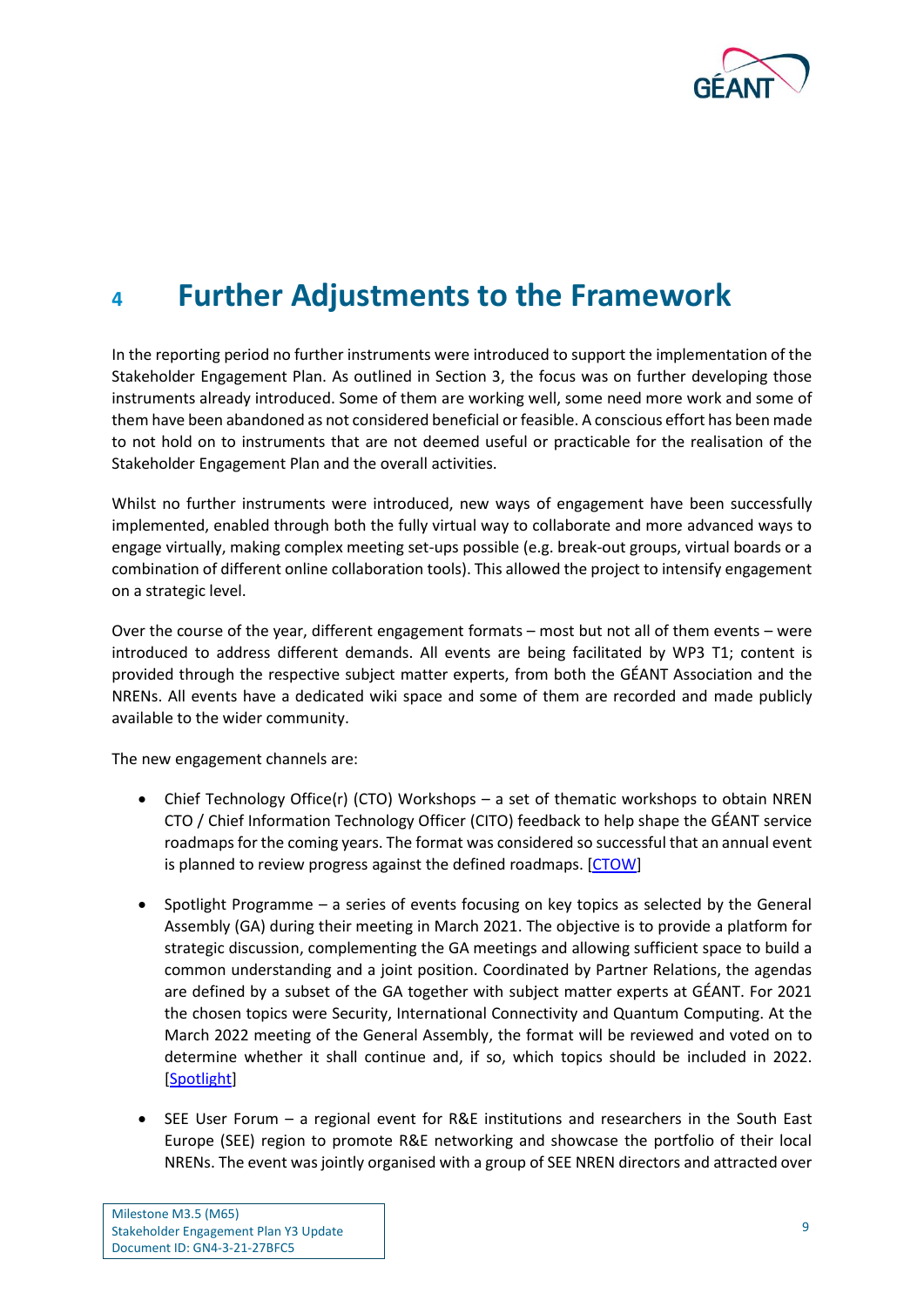# 4 Further Adjustments to the Framework

In the reporting period no further instruments were introduced to support the implementation of the Stakeholder Engagement Plan. As outlined in Section 3, the focus was on further developing those instruments already introduced. Some of them are working well, some need more work and some of them have been abandoned as not considered beneficial or feasible. A conscious effort has been made to not hold on to instruments that are not deemed useful or practicable for the realisation of the Stakeholder Engagement Plan and the overall activities.

Whilst no further instruments were introduced, new ways of engagement have been successfully implemented, enabled through both the fully virtual way to collaborate and more advanced ways to engage virtually, making complex meeting set-ups possible (e.g. break-out groups, virtual boards or a combination of different online collaboration tools). This allowed the project to intensify engagement on a strategic level.

Over the course of the year, different engagement formats – most but not all of them events – were introduced to address different demands. All events are being facilitated by WP3 T1; content is provided through the respective subject matter experts, from both the GÉANT Association and the NRENs. All events have a dedicated wiki space and some of them are recorded and made publicly available to the wider community.

The new engagement channels are:

- Chief Technology Office(r) (CTO) Workshops – a set of thematic workshops to obtain NREN CTO / Chief Information Technology Officer (CITO) feedback to help shape the GÉANT service roadmaps for the coming years. The format was considered so successful that an annual event is planned to review progress against the defined roadmaps. [CTOW]
- Spotlight Programme – a series of events focusing on key topics as selected by the General Assembly (GA) during their meeting in March 2021. The objective is to provide a platform for strategic discussion, complementing the GA meetings and allowing sufficient space to build a common understanding and a joint position. Coordinated by Partner Relations, the agendas are defined by a subset of the GA together with subject matter experts at GÉANT. For 2021 the chosen topics were Security, International Connectivity and Quantum Computing. At the March 2022 meeting of the General Assembly, the format will be reviewed and voted on to determine whether it shall continue and, if so, which topics should be included in 2022. [Spotlight]
- SEE User Forum – a regional event for R&E institutions and researchers in the South East Europe (SEE) region to promote R&E networking and showcase the portfolio of their local NRENs. The event was jointly organised with a group of SEE NREN directors and attracted over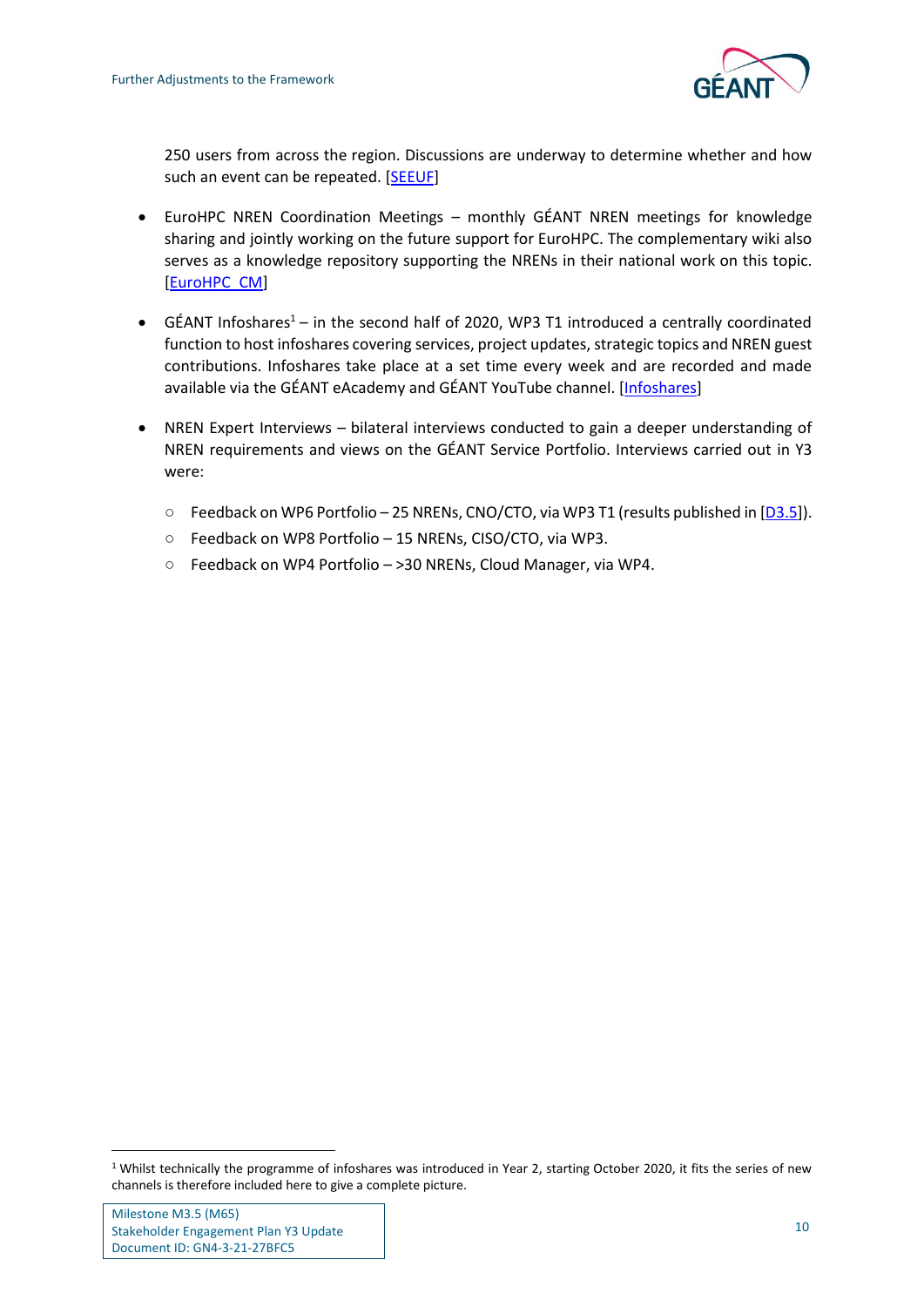250 users from across the region. Discussions are underway to determine whether and how such an event can be repeated. [SEEUF]

- EuroHPC NREN Coordination Meetings – monthly GÉANT NREN meetings for knowledge sharing and jointly working on the future support for EuroHPC. The complementary wiki also serves as a knowledge repository supporting the NRENs in their national work on this topic. [EuroHPC_CM]
- GÉANT Infoshares[1] – in the second half of 2020, WP3 T1 introduced a centrally coordinated function to host infoshares covering services, project updates, strategic topics and NREN guest contributions. Infoshares take place at a set time every week and are recorded and made available via the GÉANT eAcademy and GÉANT YouTube channel. [Infoshares]
- NREN Expert Interviews – bilateral interviews conducted to gain a deeper understanding of NREN requirements and views on the GÉANT Service Portfolio. Interviews carried out in Y3 were:
  - Feedback on WP6 Portfolio – 25 NRENs, CNO/CTO, via WP3 T1 (results published in [D3.5]).
  - Feedback on WP8 Portfolio – 15 NRENs, CISO/CTO, via WP3.
  - Feedback on WP4 Portfolio – >30 NRENs, Cloud Manager, via WP4.

---

[1] Whilst technically the programme of infoshares was introduced in Year 2, starting October 2020, it fits the series of new channels is therefore included here to give a complete picture.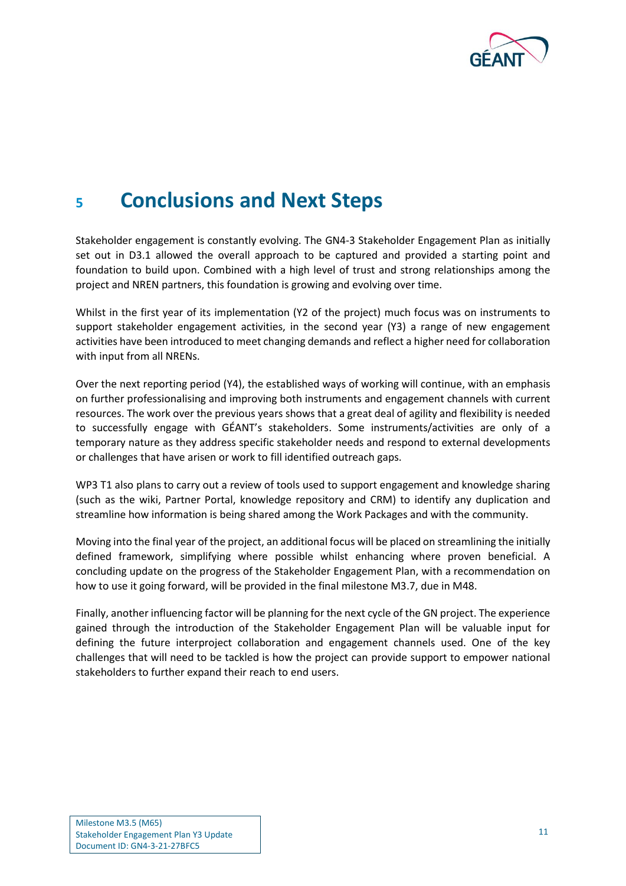# 5 Conclusions and Next Steps

Stakeholder engagement is constantly evolving. The GN4-3 Stakeholder Engagement Plan as initially set out in D3.1 allowed the overall approach to be captured and provided a starting point and foundation to build upon. Combined with a high level of trust and strong relationships among the project and NREN partners, this foundation is growing and evolving over time.

Whilst in the first year of its implementation (Y2 of the project) much focus was on instruments to support stakeholder engagement activities, in the second year (Y3) a range of new engagement activities have been introduced to meet changing demands and reflect a higher need for collaboration with input from all NRENs.

Over the next reporting period (Y4), the established ways of working will continue, with an emphasis on further professionalising and improving both instruments and engagement channels with current resources. The work over the previous years shows that a great deal of agility and flexibility is needed to successfully engage with GÉANT's stakeholders. Some instruments/activities are only of a temporary nature as they address specific stakeholder needs and respond to external developments or challenges that have arisen or work to fill identified outreach gaps.

WP3 T1 also plans to carry out a review of tools used to support engagement and knowledge sharing (such as the wiki, Partner Portal, knowledge repository and CRM) to identify any duplication and streamline how information is being shared among the Work Packages and with the community.

Moving into the final year of the project, an additional focus will be placed on streamlining the initially defined framework, simplifying where possible whilst enhancing where proven beneficial. A concluding update on the progress of the Stakeholder Engagement Plan, with a recommendation on how to use it going forward, will be provided in the final milestone M3.7, due in M48.

Finally, another influencing factor will be planning for the next cycle of the GN project. The experience gained through the introduction of the Stakeholder Engagement Plan will be valuable input for defining the future interproject collaboration and engagement channels used. One of the key challenges that will need to be tackled is how the project can provide support to empower national stakeholders to further expand their reach to end users.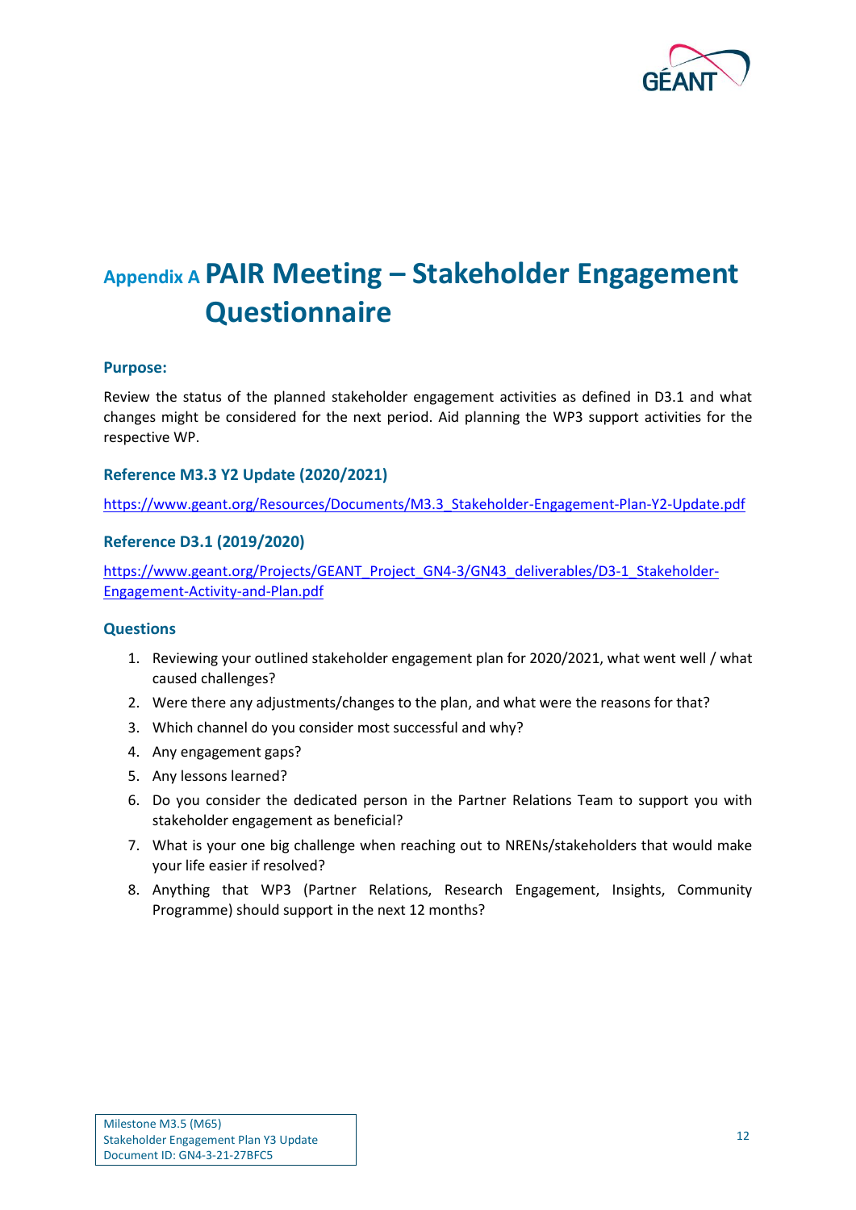# Appendix A PAIR Meeting – Stakeholder Engagement Questionnaire

### Purpose:

Review the status of the planned stakeholder engagement activities as defined in D3.1 and what changes might be considered for the next period. Aid planning the WP3 support activities for the respective WP.

### Reference M3.3 Y2 Update (2020/2021)

https://www.geant.org/Resources/Documents/M3.3_Stakeholder-Engagement-Plan-Y2-Update.pdf

### Reference D3.1 (2019/2020)

https://www.geant.org/Projects/GEANT_Project_GN4-3/GN43_deliverables/D3-1_Stakeholder-Engagement-Activity-and-Plan.pdf

### Questions

1. Reviewing your outlined stakeholder engagement plan for 2020/2021, what went well / what caused challenges?
2. Were there any adjustments/changes to the plan, and what were the reasons for that?
3. Which channel do you consider most successful and why?
4. Any engagement gaps?
5. Any lessons learned?
6. Do you consider the dedicated person in the Partner Relations Team to support you with stakeholder engagement as beneficial?
7. What is your one big challenge when reaching out to NRENs/stakeholders that would make your life easier if resolved?
8. Anything that WP3 (Partner Relations, Research Engagement, Insights, Community Programme) should support in the next 12 months?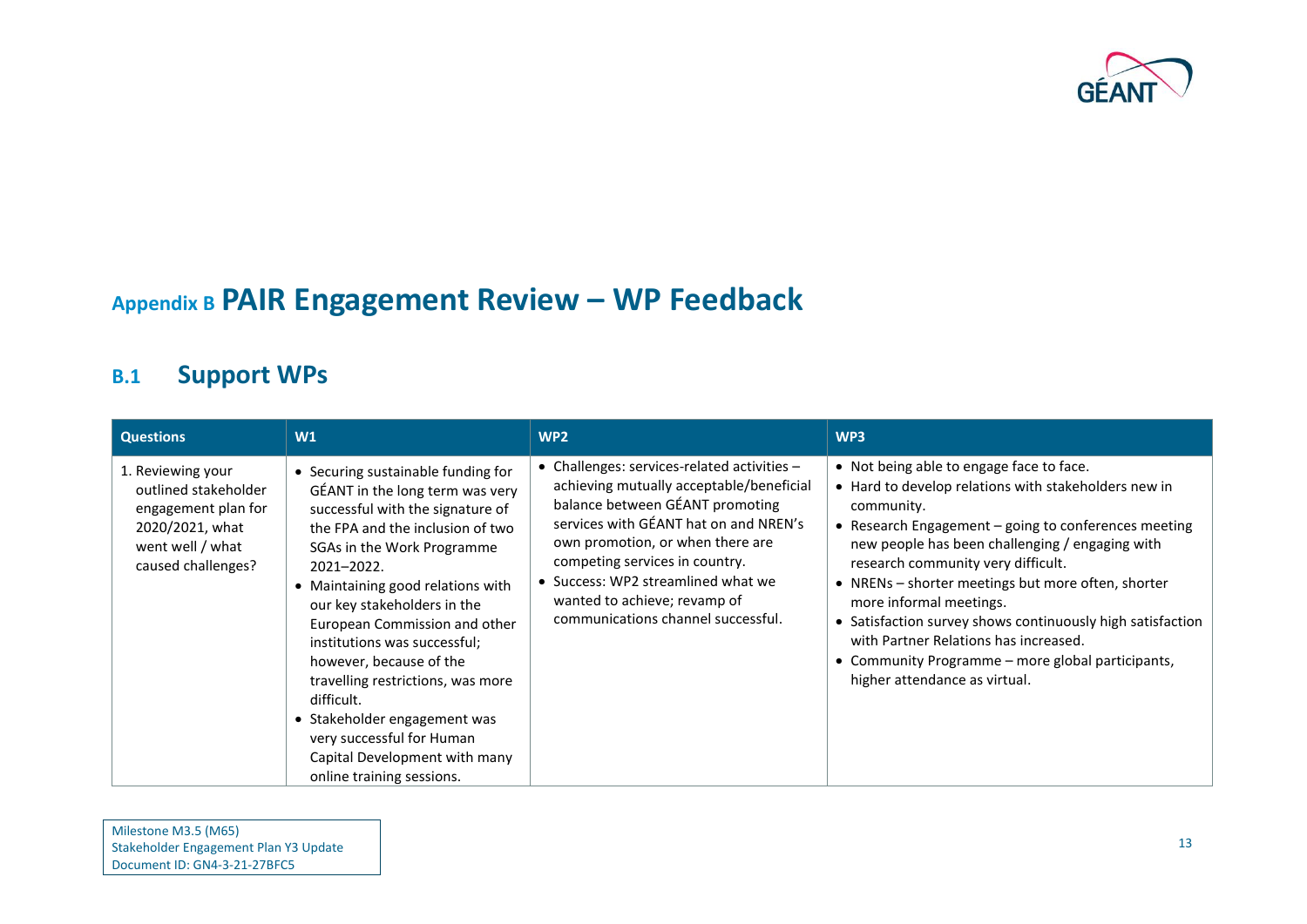# Appendix B PAIR Engagement Review – WP Feedback

## B.1 Support WPs

| Questions | W1 | WP2 | WP3 |
|---|---|---|---|
| 1. Reviewing your outlined stakeholder engagement plan for 2020/2021, what went well / what caused challenges? | • Securing sustainable funding for GÉANT in the long term was very successful with the signature of the FPA and the inclusion of two SGAs in the Work Programme 2021–2022.<br>• Maintaining good relations with our key stakeholders in the European Commission and other institutions was successful; however, because of the travelling restrictions, was more difficult.<br>• Stakeholder engagement was very successful for Human Capital Development with many online training sessions. | • Challenges: services-related activities – achieving mutually acceptable/beneficial balance between GÉANT promoting services with GÉANT hat on and NREN's own promotion, or when there are competing services in country.<br>• Success: WP2 streamlined what we wanted to achieve; revamp of communications channel successful. | • Not being able to engage face to face.<br>• Hard to develop relations with stakeholders new in community.<br>• Research Engagement – going to conferences meeting new people has been challenging / engaging with research community very difficult.<br>• NRENs – shorter meetings but more often, shorter more informal meetings.<br>• Satisfaction survey shows continuously high satisfaction with Partner Relations has increased.<br>• Community Programme – more global participants, higher attendance as virtual. |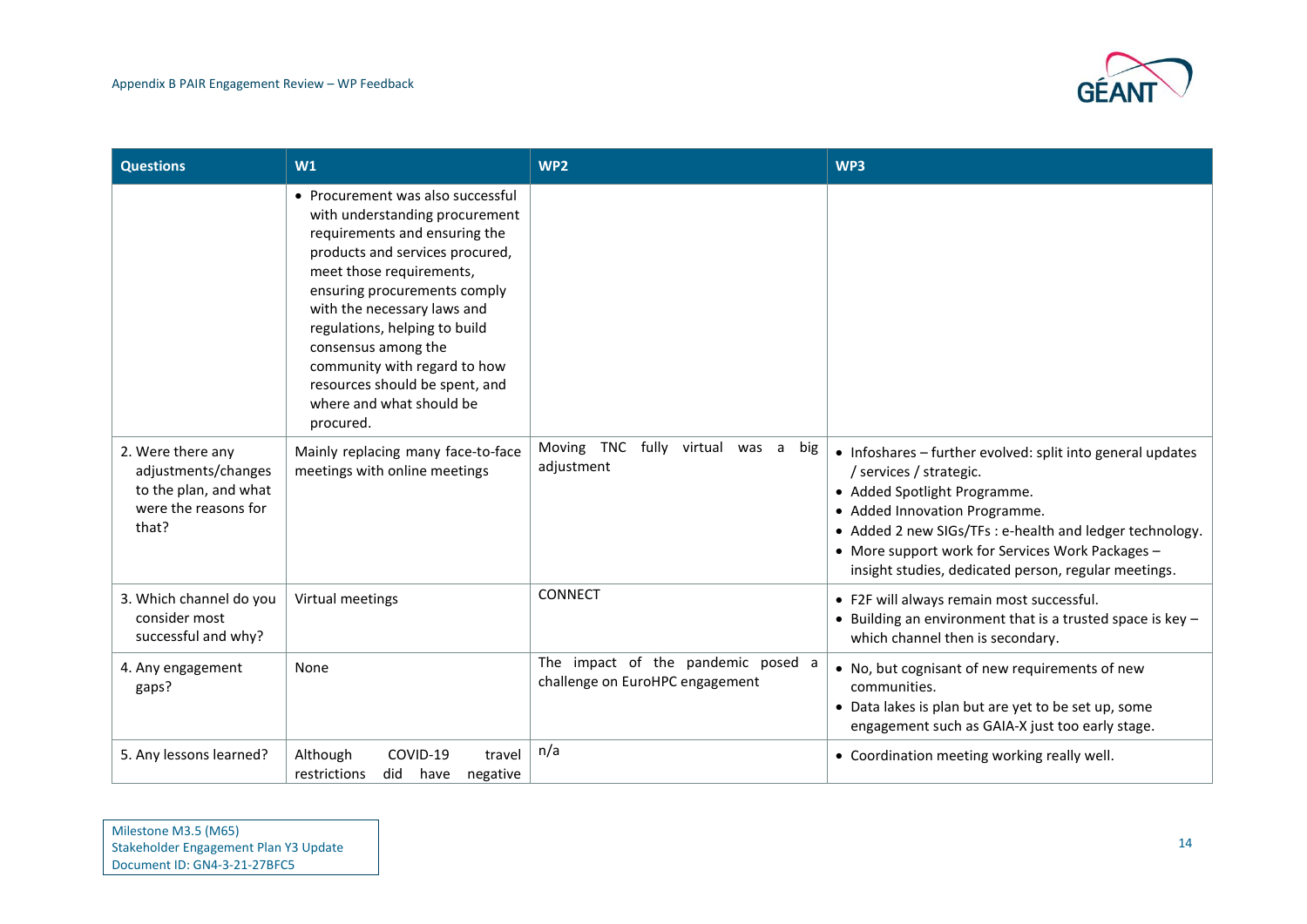| Questions | W1 | WP2 | WP3 |
|---|---|---|---|
| | • Procurement was also successful with understanding procurement requirements and ensuring the products and services procured, meet those requirements, ensuring procurements comply with the necessary laws and regulations, helping to build consensus among the community with regard to how resources should be spent, and where and what should be procured. | | |
| 2. Were there any adjustments/changes to the plan, and what were the reasons for that? | Mainly replacing many face-to-face meetings with online meetings | Moving TNC fully virtual was a big adjustment | • Infoshares – further evolved: split into general updates / services / strategic.<br>• Added Spotlight Programme.<br>• Added Innovation Programme.<br>• Added 2 new SIGs/TFs : e-health and ledger technology.<br>• More support work for Services Work Packages – insight studies, dedicated person, regular meetings. |
| 3. Which channel do you consider most successful and why? | Virtual meetings | CONNECT | • F2F will always remain most successful.<br>• Building an environment that is a trusted space is key – which channel then is secondary. |
| 4. Any engagement gaps? | None | The impact of the pandemic posed a challenge on EuroHPC engagement | • No, but cognisant of new requirements of new communities.<br>• Data lakes is plan but are yet to be set up, some engagement such as GAIA-X just too early stage. |
| 5. Any lessons learned? | Although COVID-19 travel restrictions did have negative | n/a | • Coordination meeting working really well. |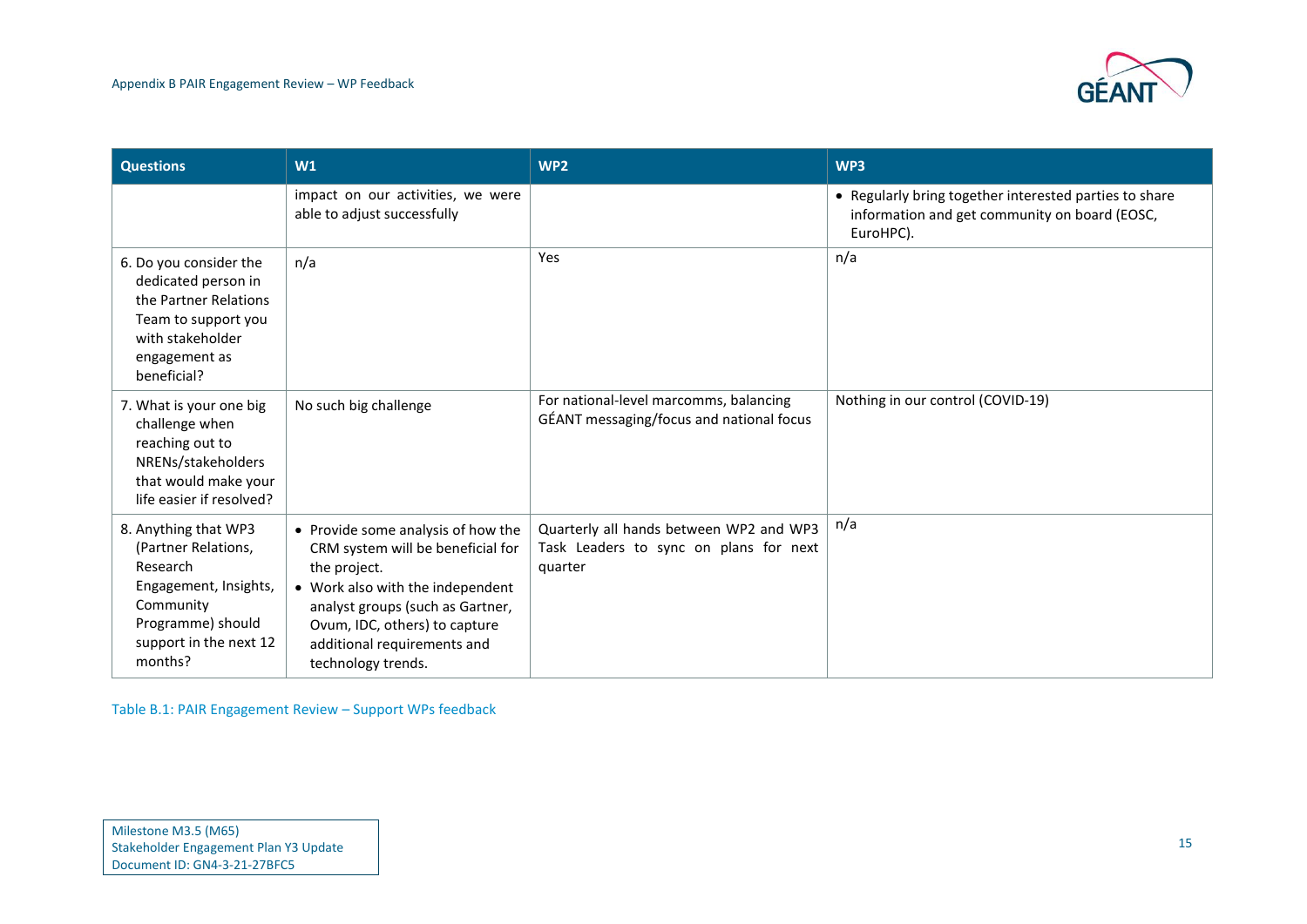| Questions | W1 | WP2 | WP3 |
|---|---|---|---|
| | impact on our activities, we were able to adjust successfully | | • Regularly bring together interested parties to share information and get community on board (EOSC, EuroHPC). |
| 6. Do you consider the dedicated person in the Partner Relations Team to support you with stakeholder engagement as beneficial? | n/a | Yes | n/a |
| 7. What is your one big challenge when reaching out to NRENs/stakeholders that would make your life easier if resolved? | No such big challenge | For national-level marcomms, balancing GÉANT messaging/focus and national focus | Nothing in our control (COVID-19) |
| 8. Anything that WP3 (Partner Relations, Research Engagement, Insights, Community Programme) should support in the next 12 months? | • Provide some analysis of how the CRM system will be beneficial for the project.<br>• Work also with the independent analyst groups (such as Gartner, Ovum, IDC, others) to capture additional requirements and technology trends. | Quarterly all hands between WP2 and WP3 Task Leaders to sync on plans for next quarter | n/a |

Table B.1: PAIR Engagement Review – Support WPs feedback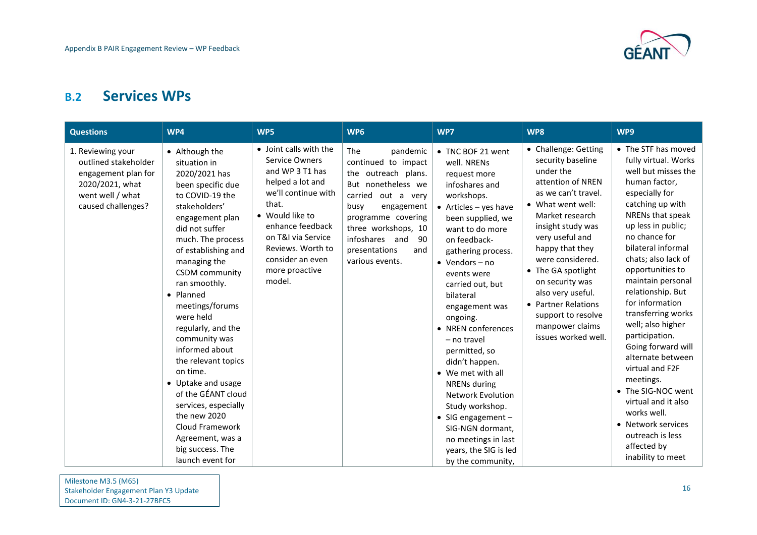## B.2 Services WPs

| Questions | WP4 | WP5 | WP6 | WP7 | WP8 | WP9 |
|---|---|---|---|---|---|---|
| 1. Reviewing your outlined stakeholder engagement plan for 2020/2021, what went well / what caused challenges? | • Although the situation in 2020/2021 has been specific due to COVID-19 the stakeholders' engagement plan did not suffer much. The process of establishing and managing the CSDM community ran smoothly.<br>• Planned meetings/forums were held regularly, and the community was informed about the relevant topics on time.<br>• Uptake and usage of the GÉANT cloud services, especially the new 2020 Cloud Framework Agreement, was a big success. The launch event for | • Joint calls with the Service Owners and WP 3 T1 has helped a lot and we'll continue with that.<br>• Would like to enhance feedback on T&I via Service Reviews. Worth to consider an even more proactive model. | The pandemic continued to impact the outreach plans. But nonetheless we carried out a very busy engagement programme covering three workshops, 10 infoshares and 90 presentations and various events. | • TNC BOF 21 went well. NRENs request more infoshares and workshops.<br>• Articles – yes have been supplied, we want to do more on feedback-gathering process.<br>• Vendors – no events were carried out, but bilateral engagement was ongoing.<br>• NREN conferences – no travel permitted, so didn't happen.<br>• We met with all NRENs during Network Evolution Study workshop.<br>• SIG engagement – SIG-NGN dormant, no meetings in last years, the SIG is led by the community, | • Challenge: Getting security baseline under the attention of NREN as we can't travel.<br>• What went well: Market research insight study was very useful and happy that they were considered.<br>• The GA spotlight on security was also very useful.<br>• Partner Relations support to resolve manpower claims issues worked well. | • The STF has moved fully virtual. Works well but misses the human factor, especially for catching up with NRENs that speak up less in public; no chance for bilateral informal chats; also lack of opportunities to maintain personal relationship. But for information transferring works well; also higher participation. Going forward will alternate between virtual and F2F meetings.<br>• The SIG-NOC went virtual and it also works well.<br>• Network services outreach is less affected by inability to meet |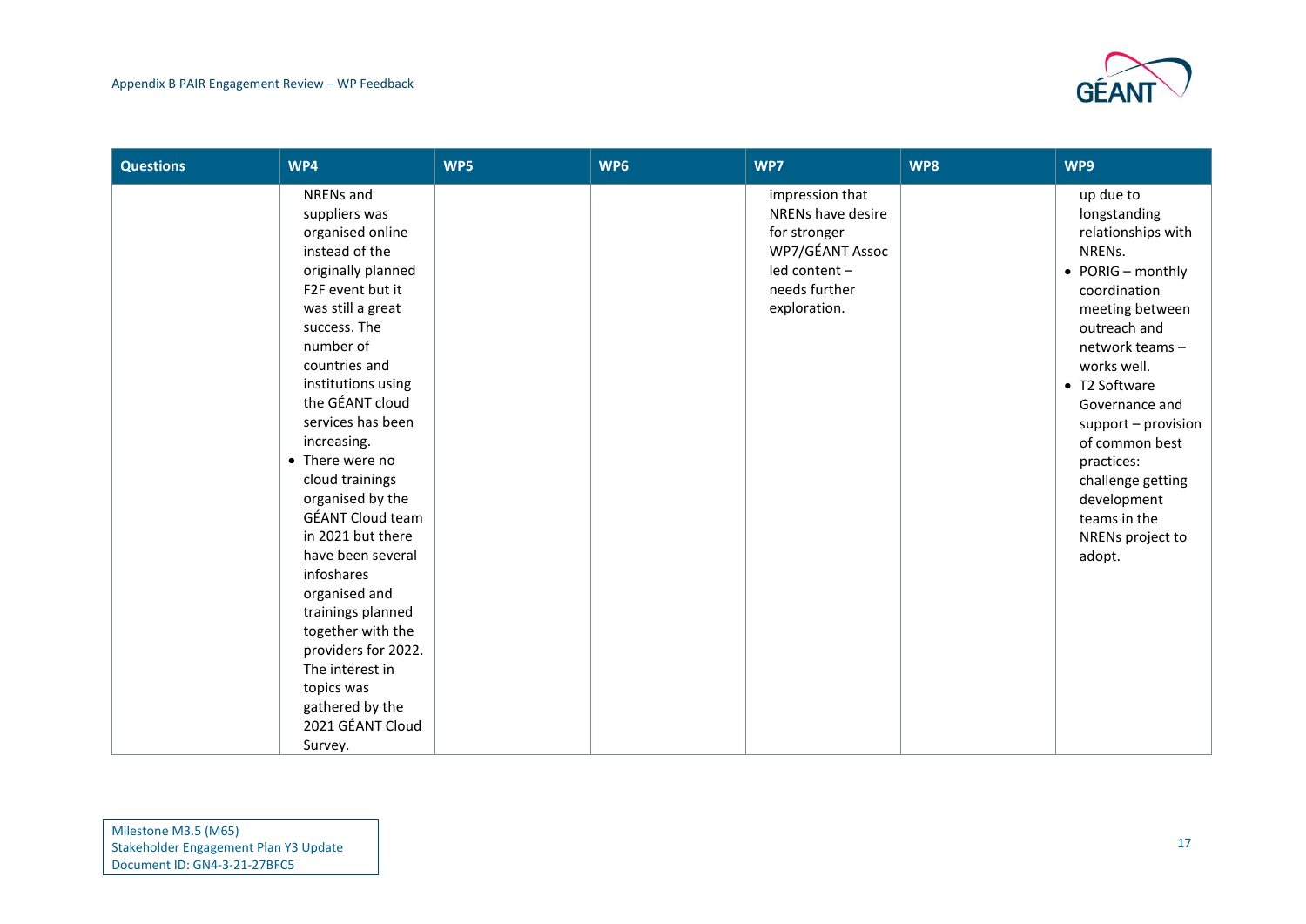| Questions | WP4 | WP5 | WP6 | WP7 | WP8 | WP9 |
|---|---|---|---|---|---|---|
| | NRENs and suppliers was organised online instead of the originally planned F2F event but it was still a great success. The number of countries and institutions using the GÉANT cloud services has been increasing.<br>• There were no cloud trainings organised by the GÉANT Cloud team in 2021 but there have been several infoshares organised and trainings planned together with the providers for 2022. The interest in topics was gathered by the 2021 GÉANT Cloud Survey. | | | impression that NRENs have desire for stronger WP7/GÉANT Assoc led content – needs further exploration. | | up due to longstanding relationships with NRENs.<br>• PORIG – monthly coordination meeting between outreach and network teams – works well.<br>• T2 Software Governance and support – provision of common best practices: challenge getting development teams in the NRENs project to adopt. |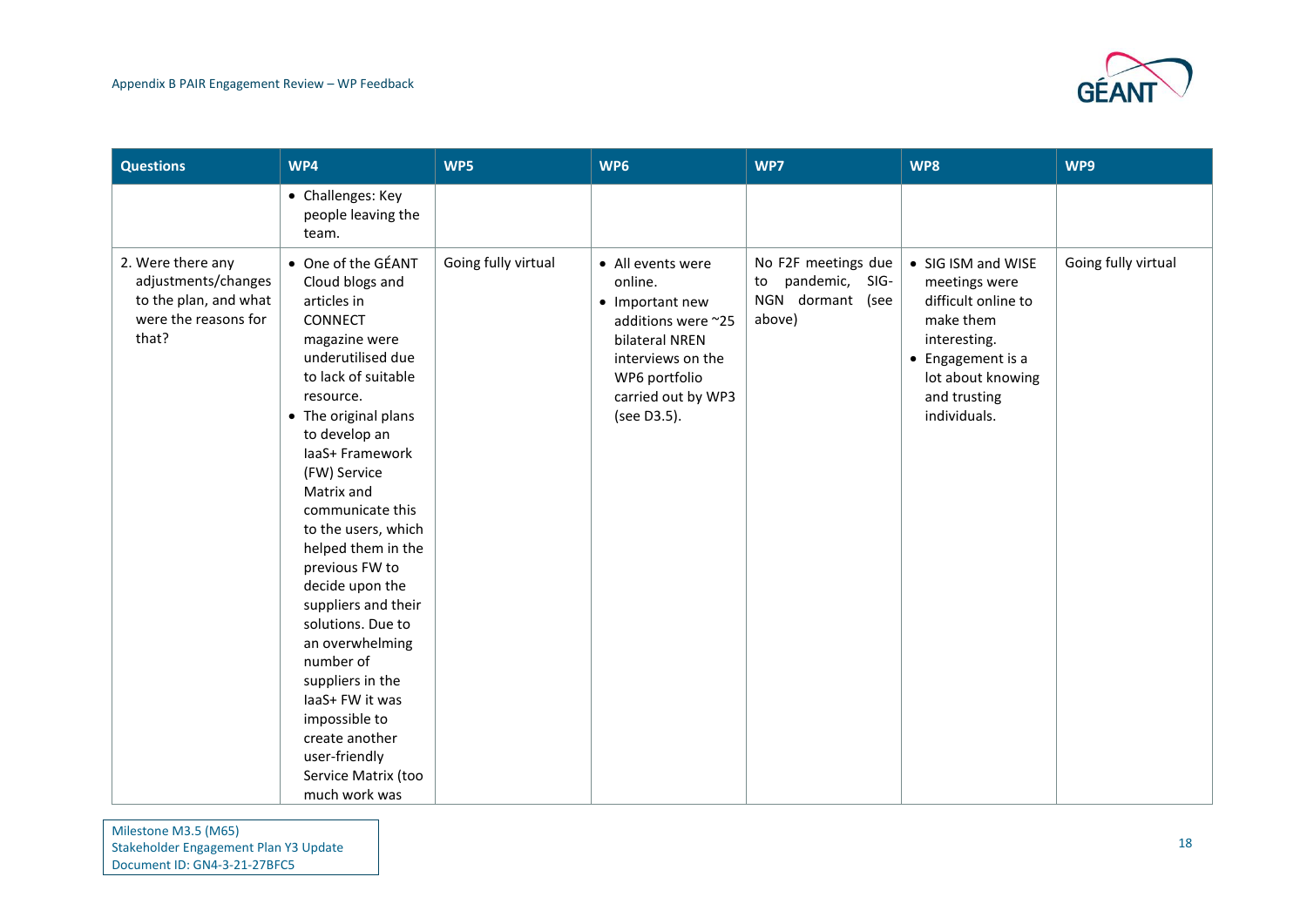| Questions | WP4 | WP5 | WP6 | WP7 | WP8 | WP9 |
|---|---|---|---|---|---|---|
| | • Challenges: Key people leaving the team. | | | | | |
| 2. Were there any adjustments/changes to the plan, and what were the reasons for that? | • One of the GÉANT Cloud blogs and articles in CONNECT magazine were underutilised due to lack of suitable resource.<br>• The original plans to develop an IaaS+ Framework (FW) Service Matrix and communicate this to the users, which helped them in the previous FW to decide upon the suppliers and their solutions. Due to an overwhelming number of suppliers in the IaaS+ FW it was impossible to create another user-friendly Service Matrix (too much work was | Going fully virtual | • All events were online.<br>• Important new additions were ~25 bilateral NREN interviews on the WP6 portfolio carried out by WP3 (see D3.5). | No F2F meetings due to pandemic, SIG-NGN dormant (see above) | • SIG ISM and WISE meetings were difficult online to make them interesting.<br>• Engagement is a lot about knowing and trusting individuals. | Going fully virtual |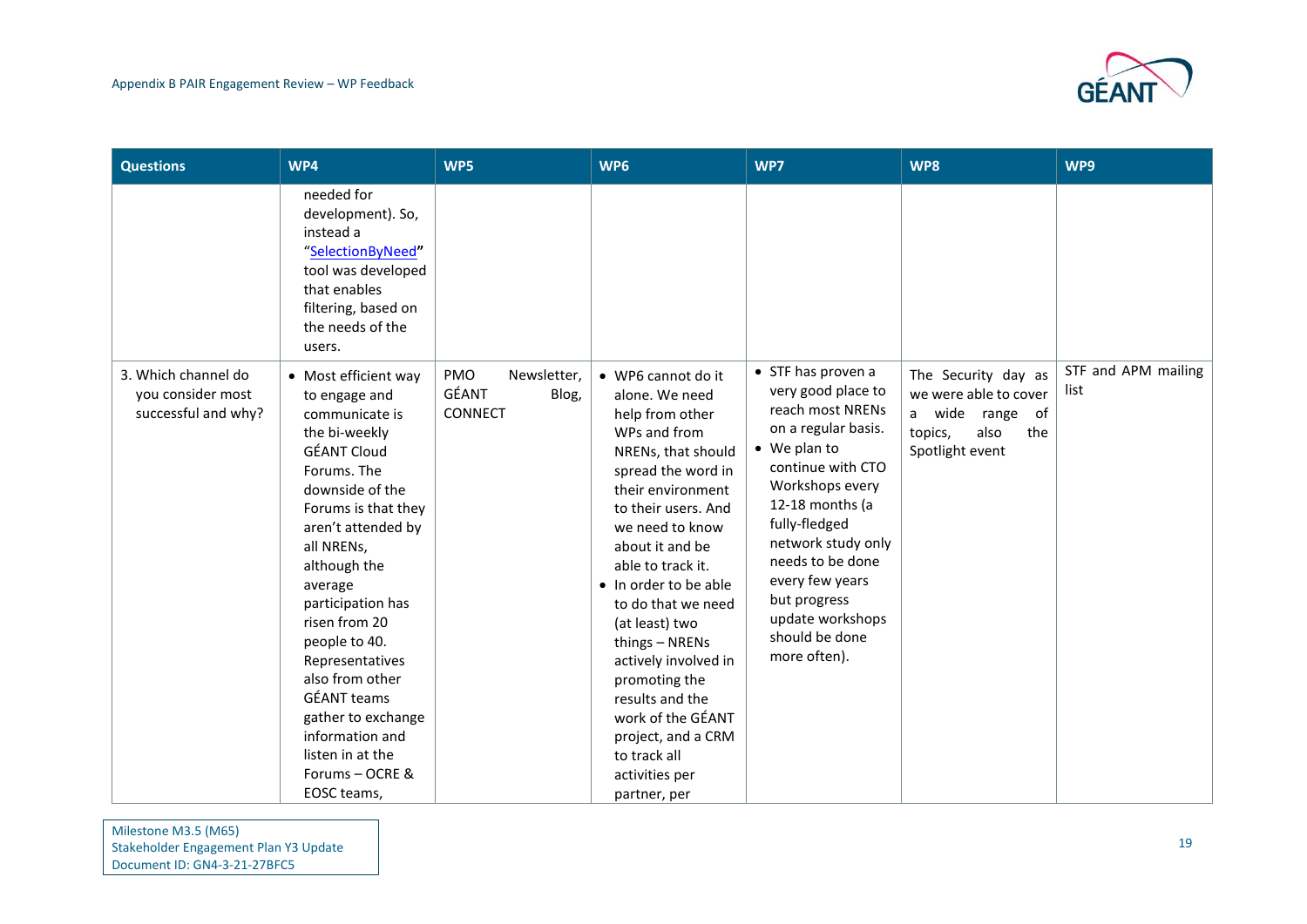| Questions | WP4 | WP5 | WP6 | WP7 | WP8 | WP9 |
|---|---|---|---|---|---|---|
| | needed for development). So, instead a "SelectionByNeed" tool was developed that enables filtering, based on the needs of the users. | | | | | |
| 3. Which channel do you consider most successful and why? | • Most efficient way to engage and communicate is the bi-weekly GÉANT Cloud Forums. The downside of the Forums is that they aren't attended by all NRENs, although the average participation has risen from 20 people to 40. Representatives also from other GÉANT teams gather to exchange information and listen in at the Forums – OCRE & EOSC teams, | PMO Newsletter, GÉANT Blog, CONNECT | • WP6 cannot do it alone. We need help from other WPs and from NRENs, that should spread the word in their environment to their users. And we need to know about it and be able to track it.<br>• In order to be able to do that we need (at least) two things – NRENs actively involved in promoting the results and the work of the GÉANT project, and a CRM to track all activities per partner, per | • STF has proven a very good place to reach most NRENs on a regular basis.<br>• We plan to continue with CTO Workshops every 12-18 months (a fully-fledged network study only needs to be done every few years but progress update workshops should be done more often). | The Security day as we were able to cover a wide range of topics, also the Spotlight event | STF and APM mailing list |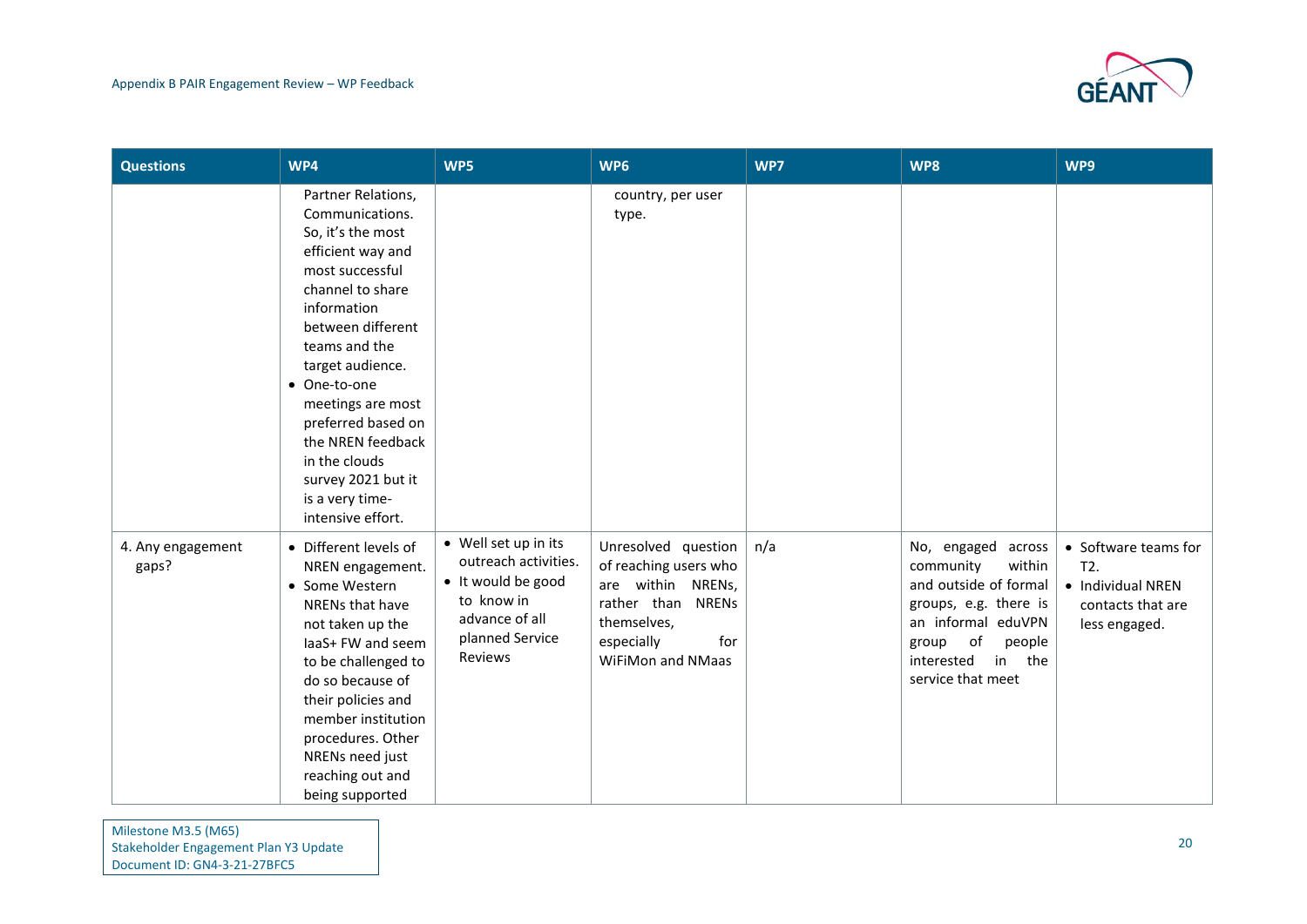| Questions | WP4 | WP5 | WP6 | WP7 | WP8 | WP9 |
|---|---|---|---|---|---|---|
| | Partner Relations, Communications. So, it's the most efficient way and most successful channel to share information between different teams and the target audience. <br>• One-to-one meetings are most preferred based on the NREN feedback in the clouds survey 2021 but it is a very time-intensive effort. | | country, per user type. | | | |
| 4. Any engagement gaps? | • Different levels of NREN engagement. <br>• Some Western NRENs that have not taken up the IaaS+ FW and seem to be challenged to do so because of their policies and member institution procedures. Other NRENs need just reaching out and being supported | • Well set up in its outreach activities. <br>• It would be good to know in advance of all planned Service Reviews | Unresolved question of reaching users who are within NRENs, rather than NRENs themselves, especially for WiFiMon and NMaas | n/a | No, engaged across community within and outside of formal groups, e.g. there is an informal eduVPN group of people interested in the service that meet | • Software teams for T2. <br>• Individual NREN contacts that are less engaged. |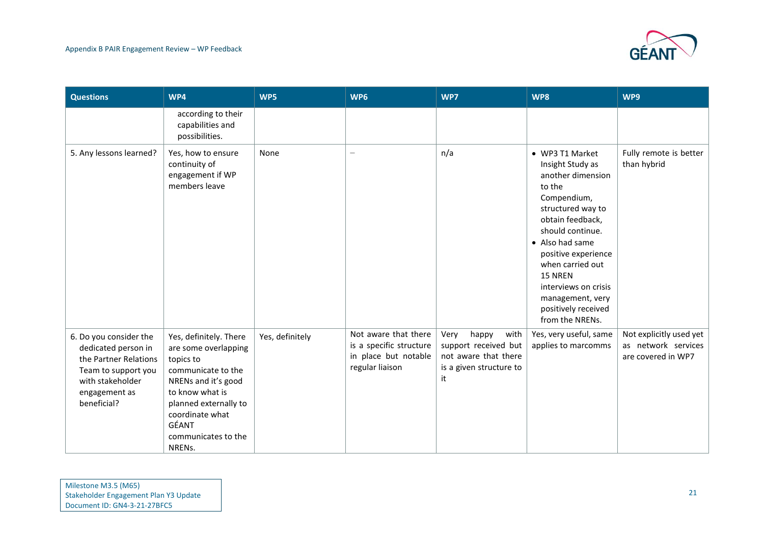| Questions | WP4 | WP5 | WP6 | WP7 | WP8 | WP9 |
|---|---|---|---|---|---|---|
| | according to their capabilities and possibilities. | | | | | |
| 5. Any lessons learned? | Yes, how to ensure continuity of engagement if WP members leave | None | – | n/a | • WP3 T1 Market Insight Study as another dimension to the Compendium, structured way to obtain feedback, should continue.<br>• Also had same positive experience when carried out 15 NREN interviews on crisis management, very positively received from the NRENs. | Fully remote is better than hybrid |
| 6. Do you consider the dedicated person in the Partner Relations Team to support you with stakeholder engagement as beneficial? | Yes, definitely. There are some overlapping topics to communicate to the NRENs and it's good to know what is planned externally to coordinate what GÉANT communicates to the NRENs. | Yes, definitely | Not aware that there is a specific structure in place but notable regular liaison | Very happy with support received but not aware that there is a given structure to it | Yes, very useful, same applies to marcomms | Not explicitly used yet as network services are covered in WP7 |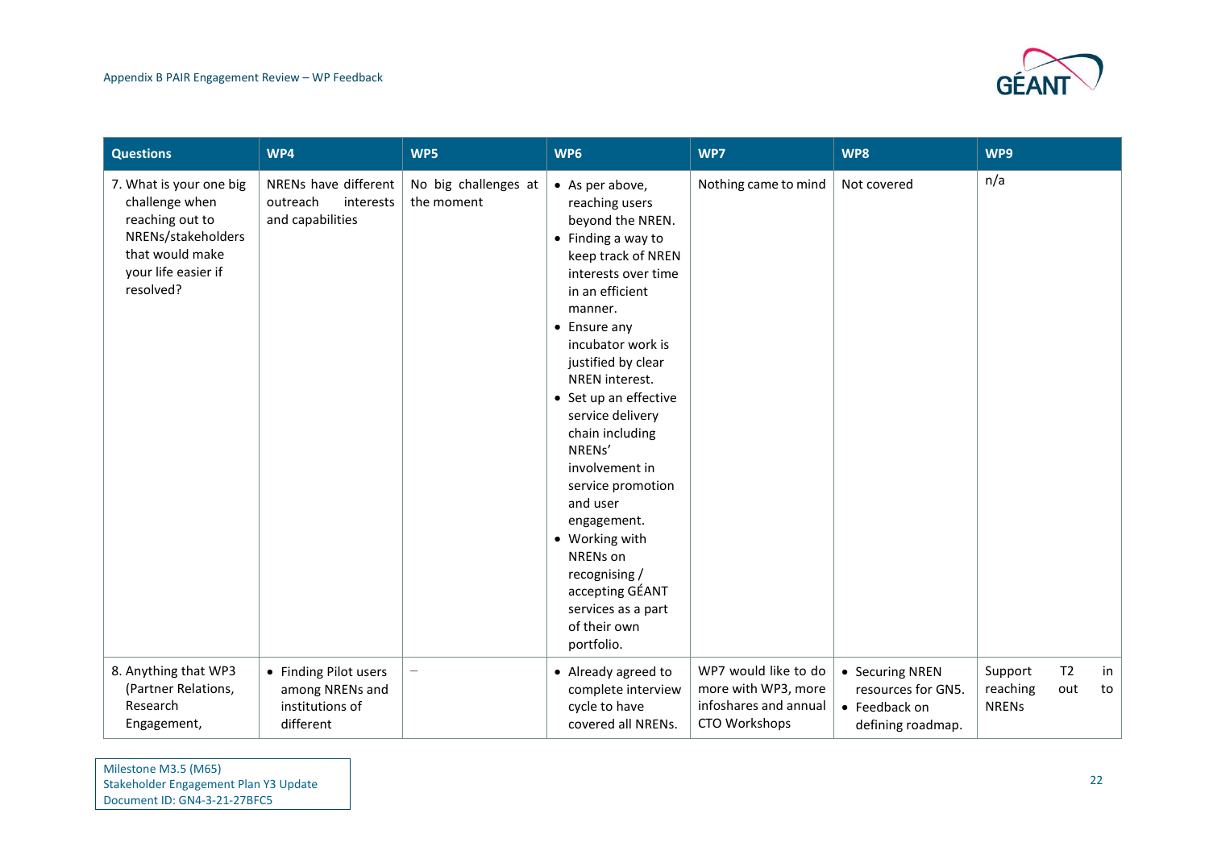| Questions | WP4 | WP5 | WP6 | WP7 | WP8 | WP9 |
|---|---|---|---|---|---|---|
| 7. What is your one big challenge when reaching out to NRENs/stakeholders that would make your life easier if resolved? | NRENs have different outreach interests and capabilities | No big challenges at the moment | • As per above, reaching users beyond the NREN.<br>• Finding a way to keep track of NREN interests over time in an efficient manner.<br>• Ensure any incubator work is justified by clear NREN interest.<br>• Set up an effective service delivery chain including NRENs' involvement in service promotion and user engagement.<br>• Working with NRENs on recognising / accepting GÉANT services as a part of their own portfolio. | Nothing came to mind | Not covered | n/a |
| 8. Anything that WP3 (Partner Relations, Research Engagement, | • Finding Pilot users among NRENs and institutions of different | – | • Already agreed to complete interview cycle to have covered all NRENs. | WP7 would like to do more with WP3, more infoshares and annual CTO Workshops | • Securing NREN resources for GN5.<br>• Feedback on defining roadmap. | Support T2 in reaching out to NRENs |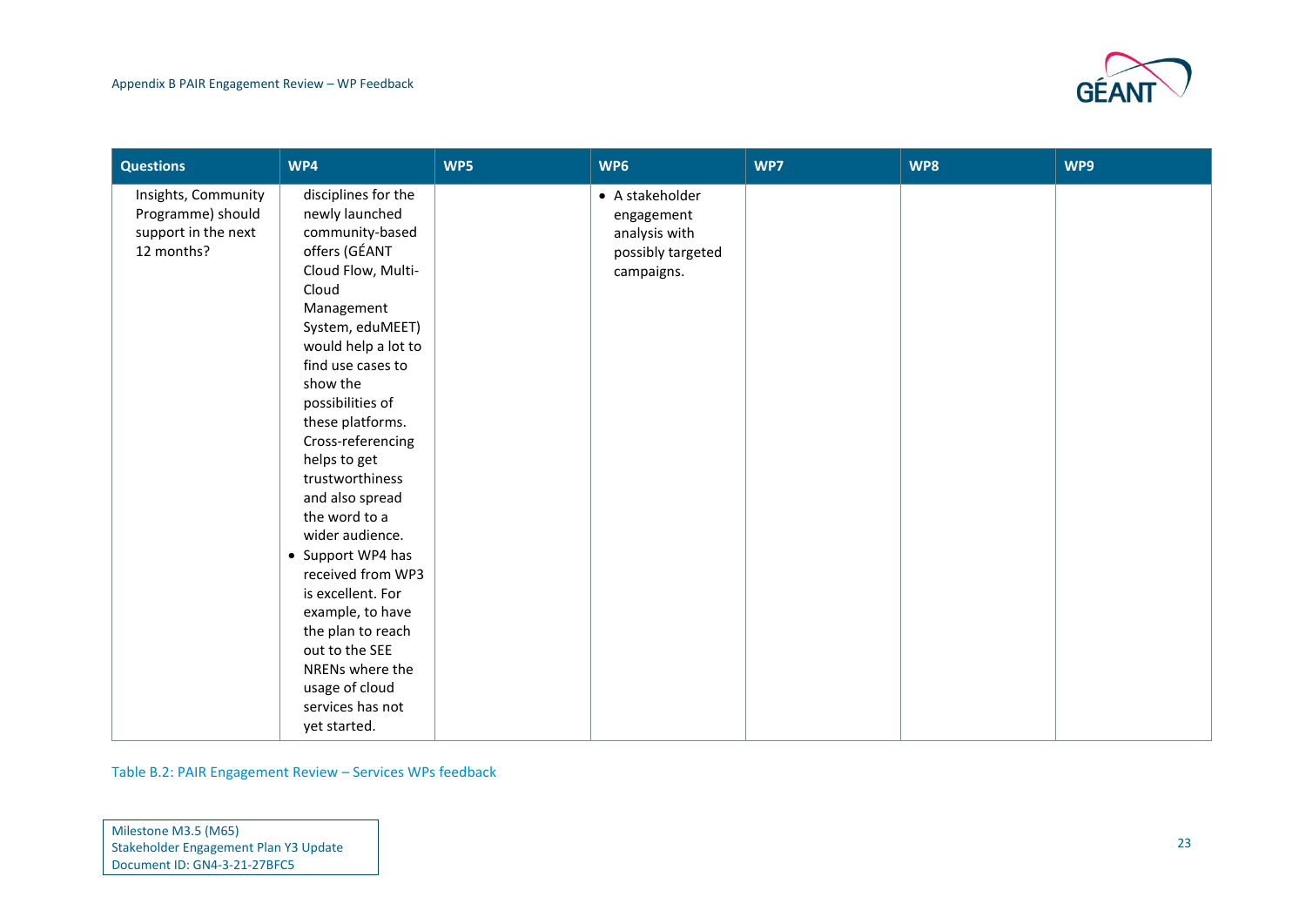| Questions | WP4 | WP5 | WP6 | WP7 | WP8 | WP9 |
|---|---|---|---|---|---|---|
| Insights, Community Programme) should support in the next 12 months? | disciplines for the newly launched community-based offers (GÉANT Cloud Flow, Multi-Cloud Management System, eduMEET) would help a lot to find use cases to show the possibilities of these platforms. Cross-referencing helps to get trustworthiness and also spread the word to a wider audience. <br>• Support WP4 has received from WP3 is excellent. For example, to have the plan to reach out to the SEE NRENs where the usage of cloud services has not yet started. | | • A stakeholder engagement analysis with possibly targeted campaigns. | | | |

Table B.2: PAIR Engagement Review – Services WPs feedback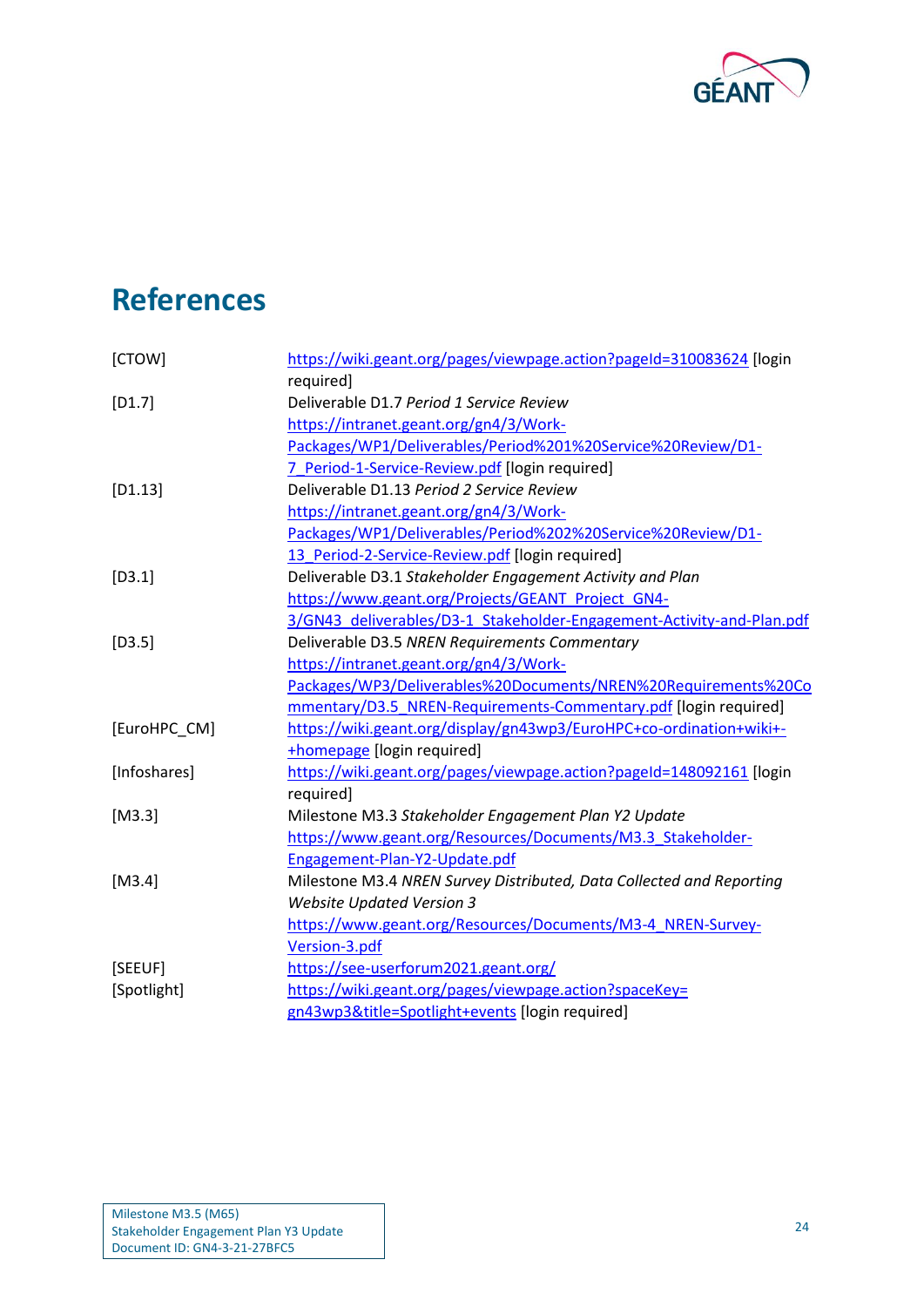# References

| | |
|---|---|
| [CTOW] | https://wiki.geant.org/pages/viewpage.action?pageId=310083624 [login required] |
| [D1.7] | Deliverable D1.7 *Period 1 Service Review* https://intranet.geant.org/gn4/3/Work-Packages/WP1/Deliverables/Period%201%20Service%20Review/D1-7_Period-1-Service-Review.pdf [login required] |
| [D1.13] | Deliverable D1.13 *Period 2 Service Review* https://intranet.geant.org/gn4/3/Work-Packages/WP1/Deliverables/Period%202%20Service%20Review/D1-13_Period-2-Service-Review.pdf [login required] |
| [D3.1] | Deliverable D3.1 *Stakeholder Engagement Activity and Plan* https://www.geant.org/Projects/GEANT_Project_GN4-3/GN43_deliverables/D3-1_Stakeholder-Engagement-Activity-and-Plan.pdf |
| [D3.5] | Deliverable D3.5 *NREN Requirements Commentary* https://intranet.geant.org/gn4/3/Work-Packages/WP3/Deliverables%20Documents/NREN%20Requirements%20Commentary/D3.5_NREN-Requirements-Commentary.pdf [login required] |
| [EuroHPC_CM] | https://wiki.geant.org/display/gn43wp3/EuroHPC+co-ordination+wiki+-+homepage [login required] |
| [Infoshares] | https://wiki.geant.org/pages/viewpage.action?pageId=148092161 [login required] |
| [M3.3] | Milestone M3.3 *Stakeholder Engagement Plan Y2 Update* https://www.geant.org/Resources/Documents/M3.3_Stakeholder-Engagement-Plan-Y2-Update.pdf |
| [M3.4] | Milestone M3.4 *NREN Survey Distributed, Data Collected and Reporting Website Updated Version 3* https://www.geant.org/Resources/Documents/M3-4_NREN-Survey-Version-3.pdf |
| [SEEUF] | https://see-userforum2021.geant.org/ |
| [Spotlight] | https://wiki.geant.org/pages/viewpage.action?spaceKey=gn43wp3&title=Spotlight+events [login required] |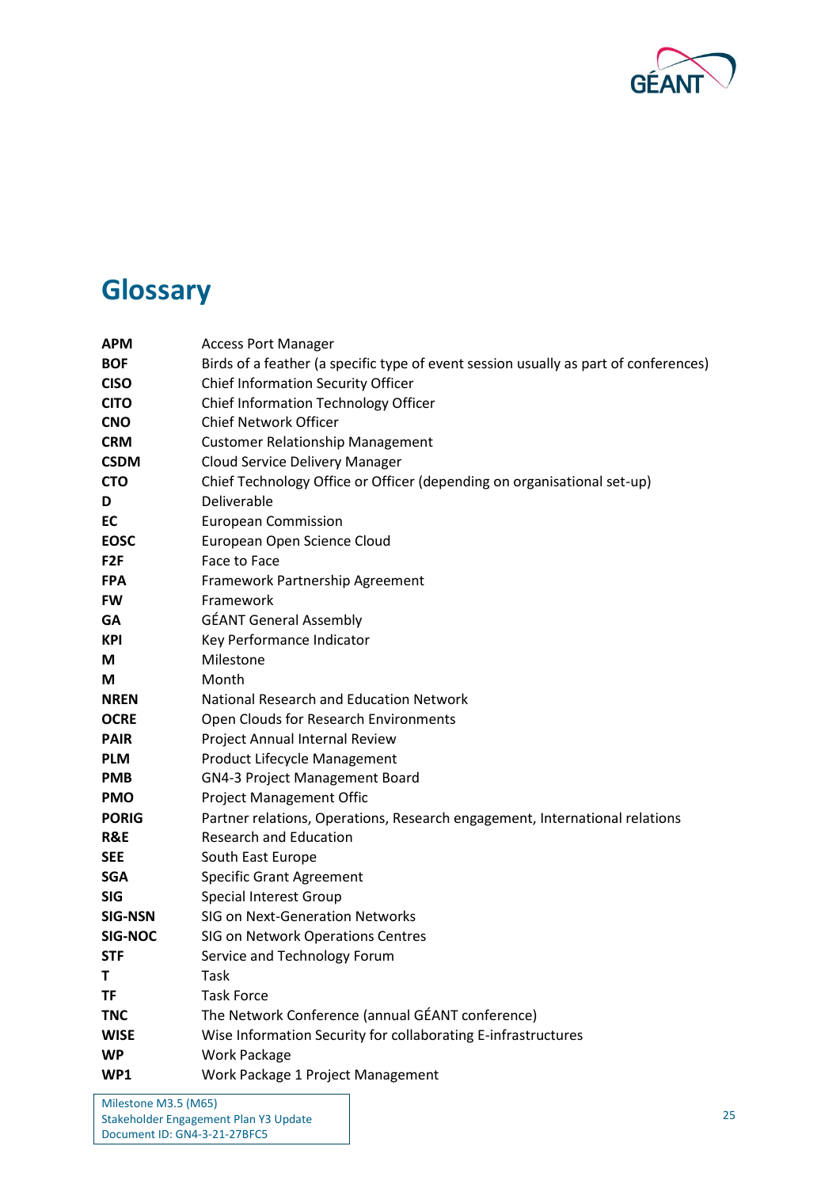# Glossary

| | |
|---|---|
| **APM** | Access Port Manager |
| **BOF** | Birds of a feather (a specific type of event session usually as part of conferences) |
| **CISO** | Chief Information Security Officer |
| **CITO** | Chief Information Technology Officer |
| **CNO** | Chief Network Officer |
| **CRM** | Customer Relationship Management |
| **CSDM** | Cloud Service Delivery Manager |
| **CTO** | Chief Technology Office or Officer (depending on organisational set-up) |
| **D** | Deliverable |
| **EC** | European Commission |
| **EOSC** | European Open Science Cloud |
| **F2F** | Face to Face |
| **FPA** | Framework Partnership Agreement |
| **FW** | Framework |
| **GA** | GÉANT General Assembly |
| **KPI** | Key Performance Indicator |
| **M** | Milestone |
| **M** | Month |
| **NREN** | National Research and Education Network |
| **OCRE** | Open Clouds for Research Environments |
| **PAIR** | Project Annual Internal Review |
| **PLM** | Product Lifecycle Management |
| **PMB** | GN4-3 Project Management Board |
| **PMO** | Project Management Offic |
| **PORIG** | Partner relations, Operations, Research engagement, International relations |
| **R&E** | Research and Education |
| **SEE** | South East Europe |
| **SGA** | Specific Grant Agreement |
| **SIG** | Special Interest Group |
| **SIG-NSN** | SIG on Next-Generation Networks |
| **SIG-NOC** | SIG on Network Operations Centres |
| **STF** | Service and Technology Forum |
| **T** | Task |
| **TF** | Task Force |
| **TNC** | The Network Conference (annual GÉANT conference) |
| **WISE** | Wise Information Security for collaborating E-infrastructures |
| **WP** | Work Package |
| **WP1** | Work Package 1 Project Management |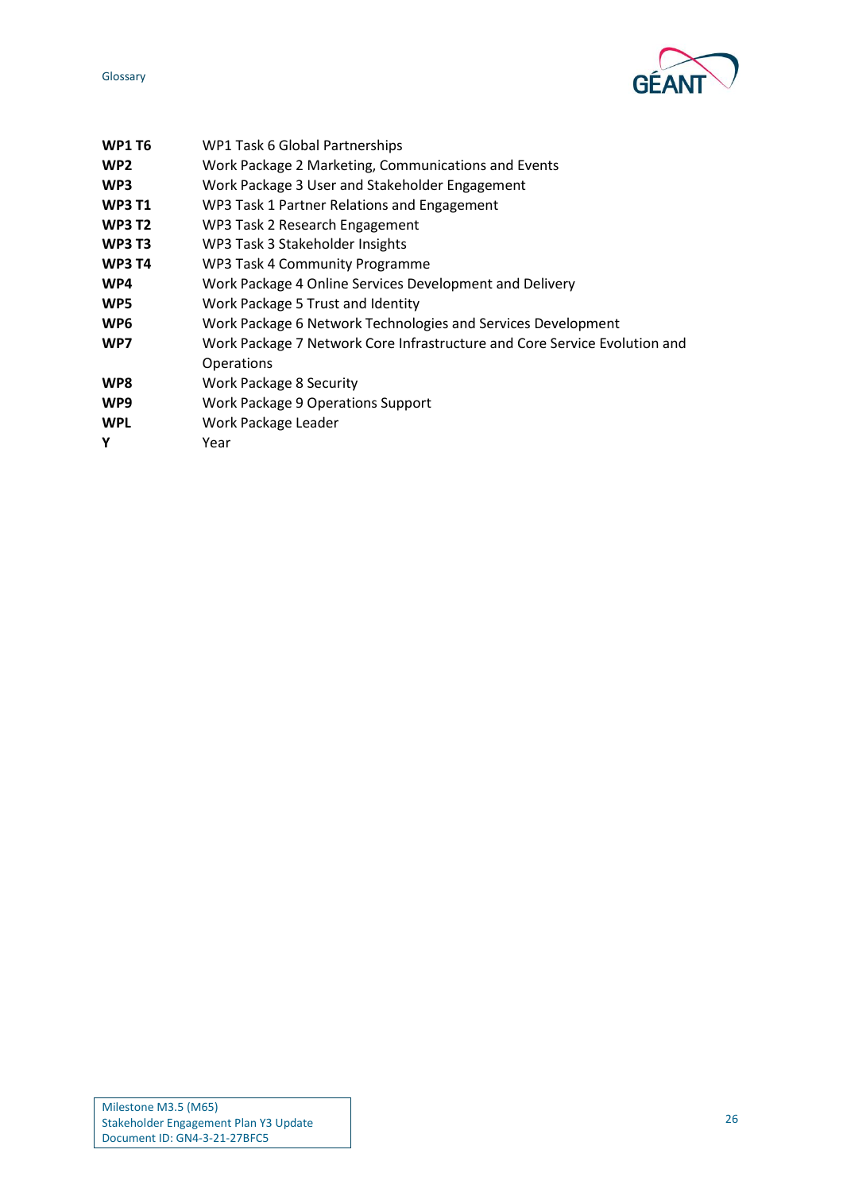| | |
|---|---|
| **WP1 T6** | WP1 Task 6 Global Partnerships |
| **WP2** | Work Package 2 Marketing, Communications and Events |
| **WP3** | Work Package 3 User and Stakeholder Engagement |
| **WP3 T1** | WP3 Task 1 Partner Relations and Engagement |
| **WP3 T2** | WP3 Task 2 Research Engagement |
| **WP3 T3** | WP3 Task 3 Stakeholder Insights |
| **WP3 T4** | WP3 Task 4 Community Programme |
| **WP4** | Work Package 4 Online Services Development and Delivery |
| **WP5** | Work Package 5 Trust and Identity |
| **WP6** | Work Package 6 Network Technologies and Services Development |
| **WP7** | Work Package 7 Network Core Infrastructure and Core Service Evolution and Operations |
| **WP8** | Work Package 8 Security |
| **WP9** | Work Package 9 Operations Support |
| **WPL** | Work Package Leader |
| **Y** | Year |